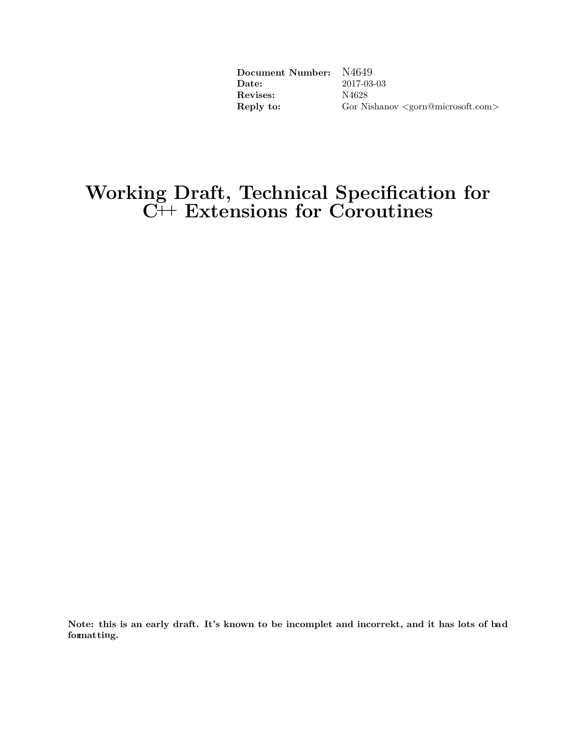| | |
|---|---|
| **Document Number:** | N4649 |
| **Date:** | 2017-03-03 |
| **Revises:** | N4628 |
| **Reply to:** | Gor Nishanov <gorn@microsoft.com> |

# Working Draft, Technical Specification for C++ Extensions for Coroutines

**Note: this is an early draft. It's known to be incomplet and incorrekt, and it has lots of bad formatting.**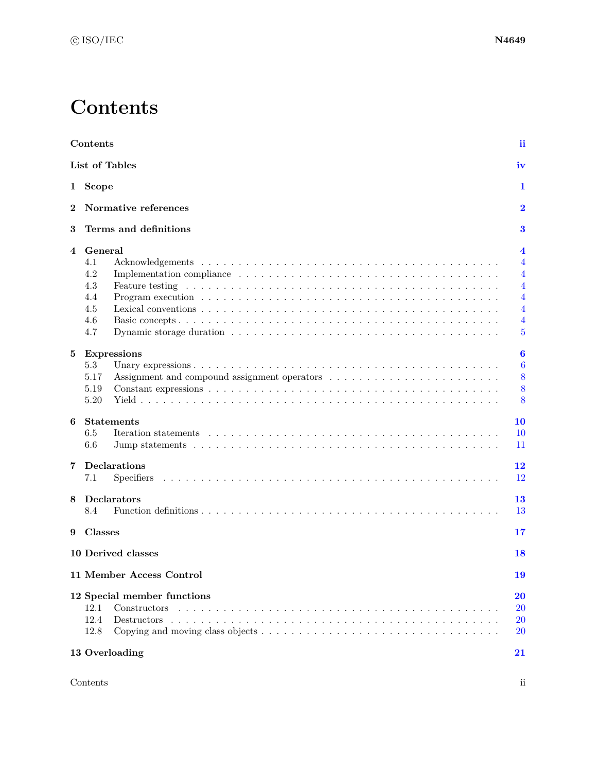# Contents

| | | |
|---|---|---|
| **Contents** | | **ii** |
| **List of Tables** | | **iv** |
| **1** | **Scope** | **1** |
| **2** | **Normative references** | **2** |
| **3** | **Terms and definitions** | **3** |
| **4** | **General** | **4** |
| 4.1 | Acknowledgements | 4 |
| 4.2 | Implementation compliance | 4 |
| 4.3 | Feature testing | 4 |
| 4.4 | Program execution | 4 |
| 4.5 | Lexical conventions | 4 |
| 4.6 | Basic concepts | 4 |
| 4.7 | Dynamic storage duration | 5 |
| **5** | **Expressions** | **6** |
| 5.3 | Unary expressions | 6 |
| 5.17 | Assignment and compound assignment operators | 8 |
| 5.19 | Constant expressions | 8 |
| 5.20 | Yield | 8 |
| **6** | **Statements** | **10** |
| 6.5 | Iteration statements | 10 |
| 6.6 | Jump statements | 11 |
| **7** | **Declarations** | **12** |
| 7.1 | Specifiers | 12 |
| **8** | **Declarators** | **13** |
| 8.4 | Function definitions | 13 |
| **9** | **Classes** | **17** |
| **10** | **Derived classes** | **18** |
| **11** | **Member Access Control** | **19** |
| **12** | **Special member functions** | **20** |
| 12.1 | Constructors | 20 |
| 12.4 | Destructors | 20 |
| 12.8 | Copying and moving class objects | 20 |
| **13** | **Overloading** | **21** |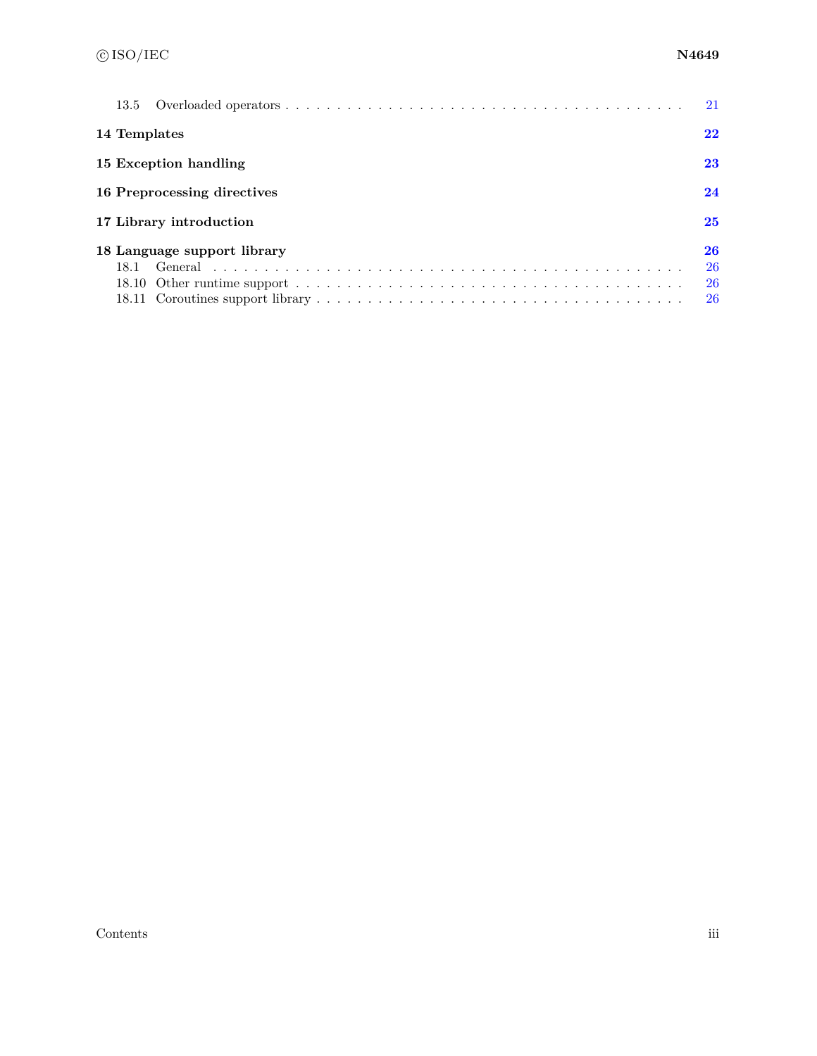13.5 Overloaded operators . . . . . . . . . . . . . . . . . . . . . . . . . . . . . . . . . . . . . . . 21

**14 Templates** **22**

**15 Exception handling** **23**

**16 Preprocessing directives** **24**

**17 Library introduction** **25**

**18 Language support library** **26**

18.1 General . . . . . . . . . . . . . . . . . . . . . . . . . . . . . . . . . . . . . . . . . . . . . 26

18.10 Other runtime support . . . . . . . . . . . . . . . . . . . . . . . . . . . . . . . . . . . . 26

18.11 Coroutines support library . . . . . . . . . . . . . . . . . . . . . . . . . . . . . . . . . 26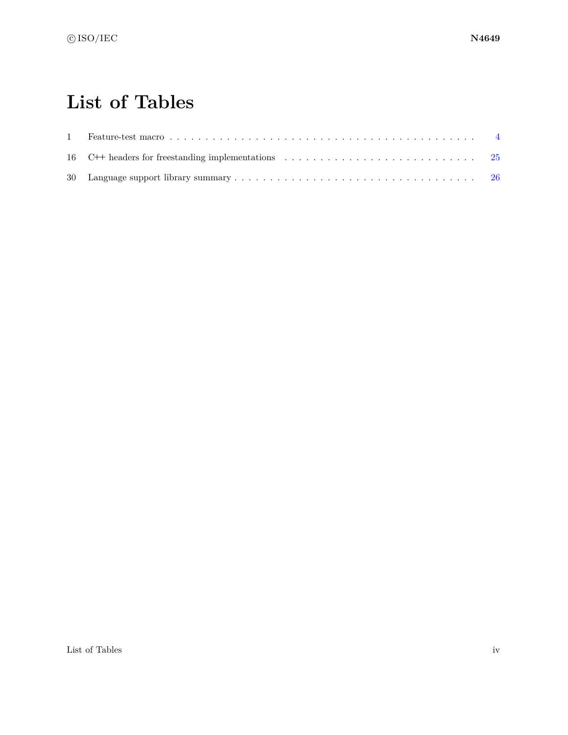# List of Tables

| | | |
|---|---|---|
| 1 | Feature-test macro | 4 |
| 16 | C++ headers for freestanding implementations | 25 |
| 30 | Language support library summary | 26 |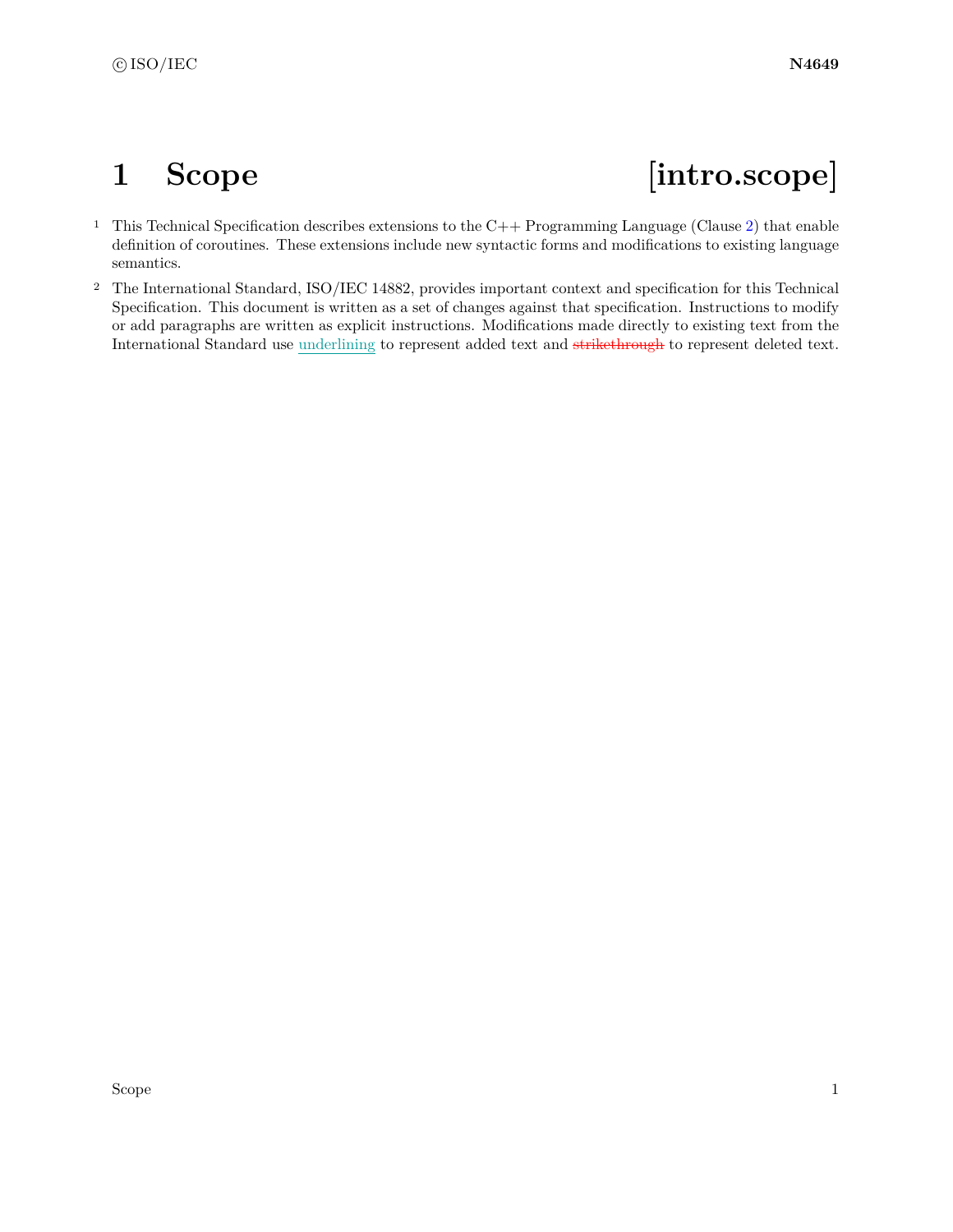# 1 Scope [intro.scope]

1 This Technical Specification describes extensions to the C++ Programming Language (Clause 2) that enable definition of coroutines. These extensions include new syntactic forms and modifications to existing language semantics.

2 The International Standard, ISO/IEC 14882, provides important context and specification for this Technical Specification. This document is written as a set of changes against that specification. Instructions to modify or add paragraphs are written as explicit instructions. Modifications made directly to existing text from the International Standard use underlining to represent added text and ~~strikethrough~~ to represent deleted text.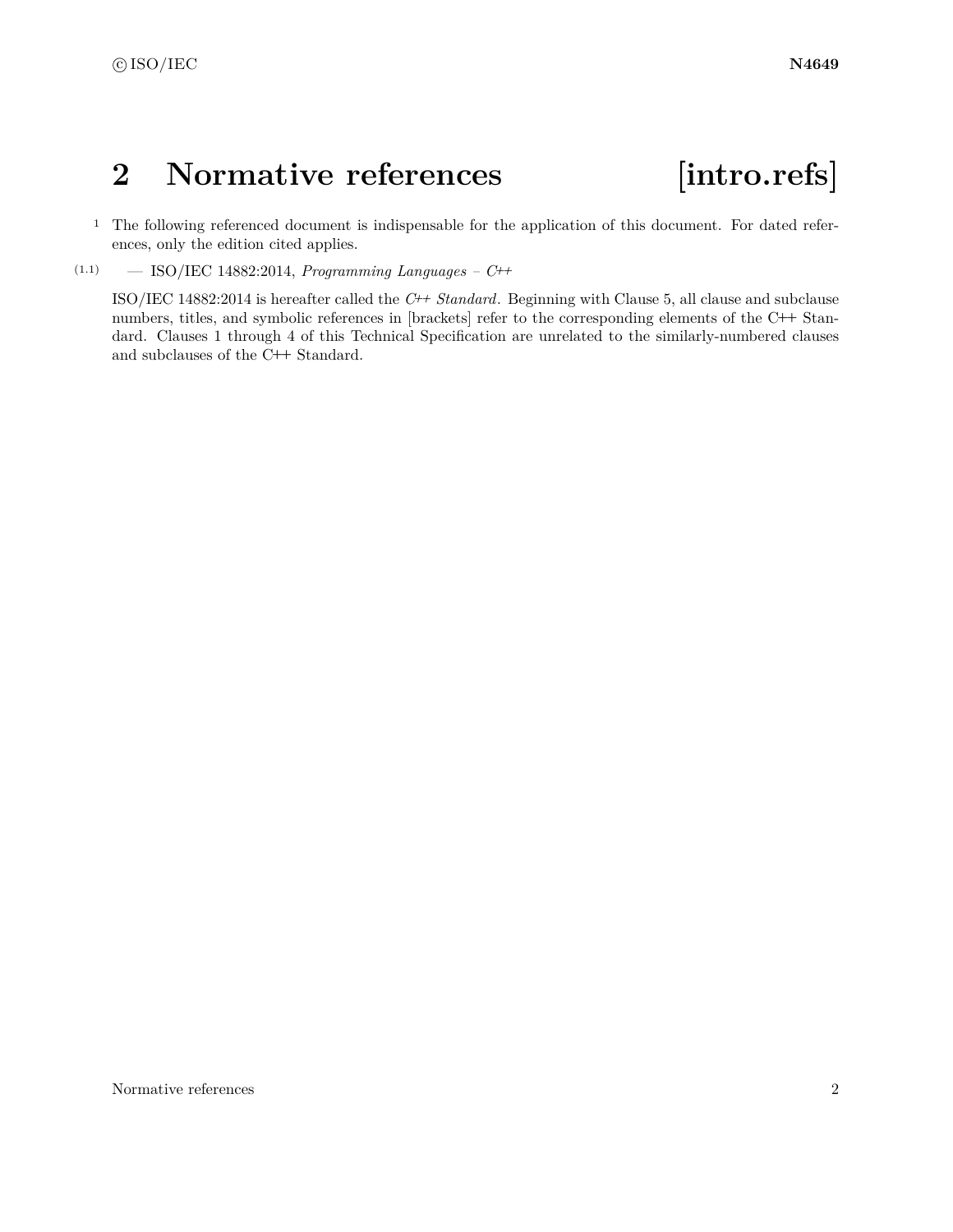# 2 Normative references [intro.refs]

1 The following referenced document is indispensable for the application of this document. For dated references, only the edition cited applies.

(1.1) — ISO/IEC 14882:2014, *Programming Languages – C++*

ISO/IEC 14882:2014 is hereafter called the *C++ Standard*. Beginning with Clause 5, all clause and subclause numbers, titles, and symbolic references in [brackets] refer to the corresponding elements of the C++ Standard. Clauses 1 through 4 of this Technical Specification are unrelated to the similarly-numbered clauses and subclauses of the C++ Standard.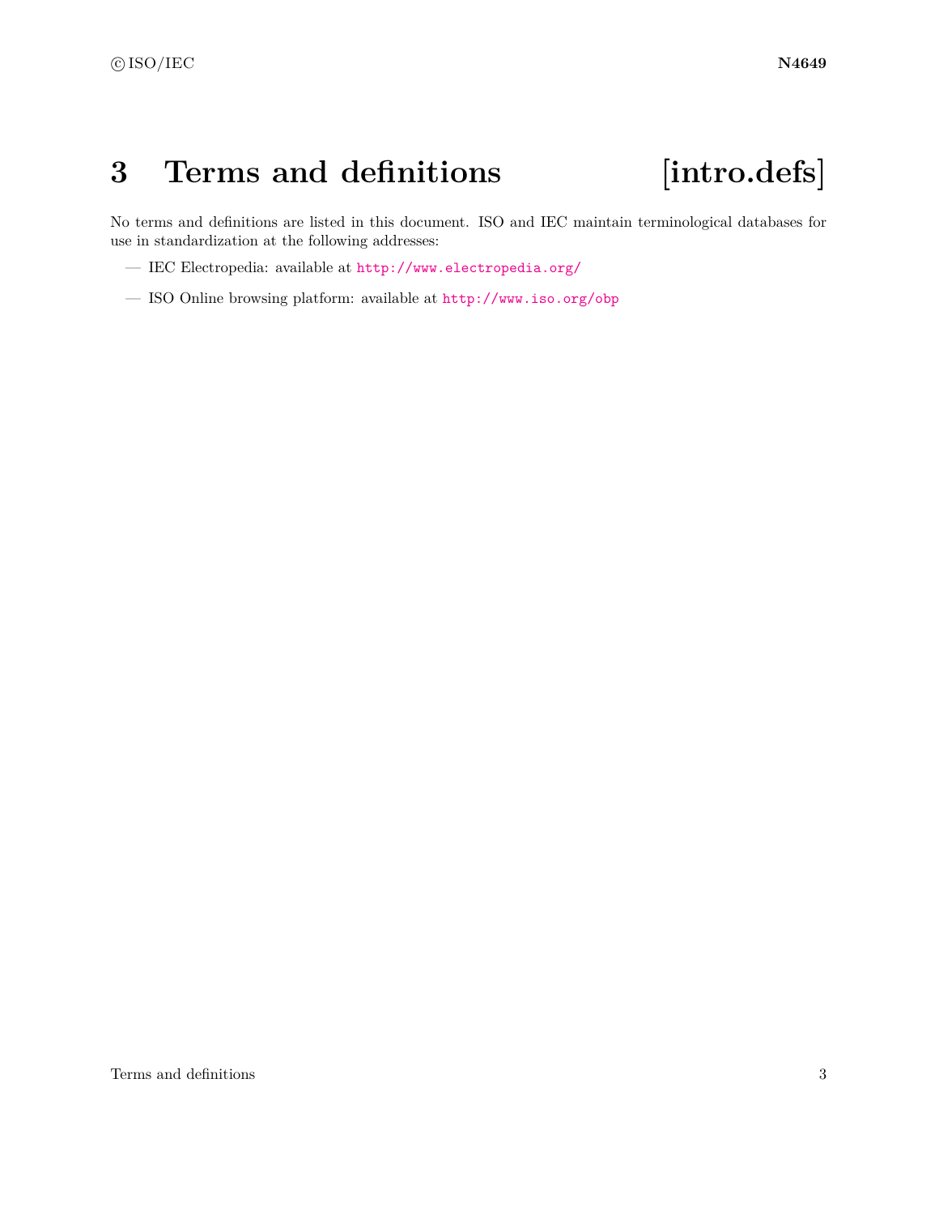# 3 Terms and definitions [intro.defs]

No terms and definitions are listed in this document. ISO and IEC maintain terminological databases for use in standardization at the following addresses:

- IEC Electropedia: available at `http://www.electropedia.org/`
- ISO Online browsing platform: available at `http://www.iso.org/obp`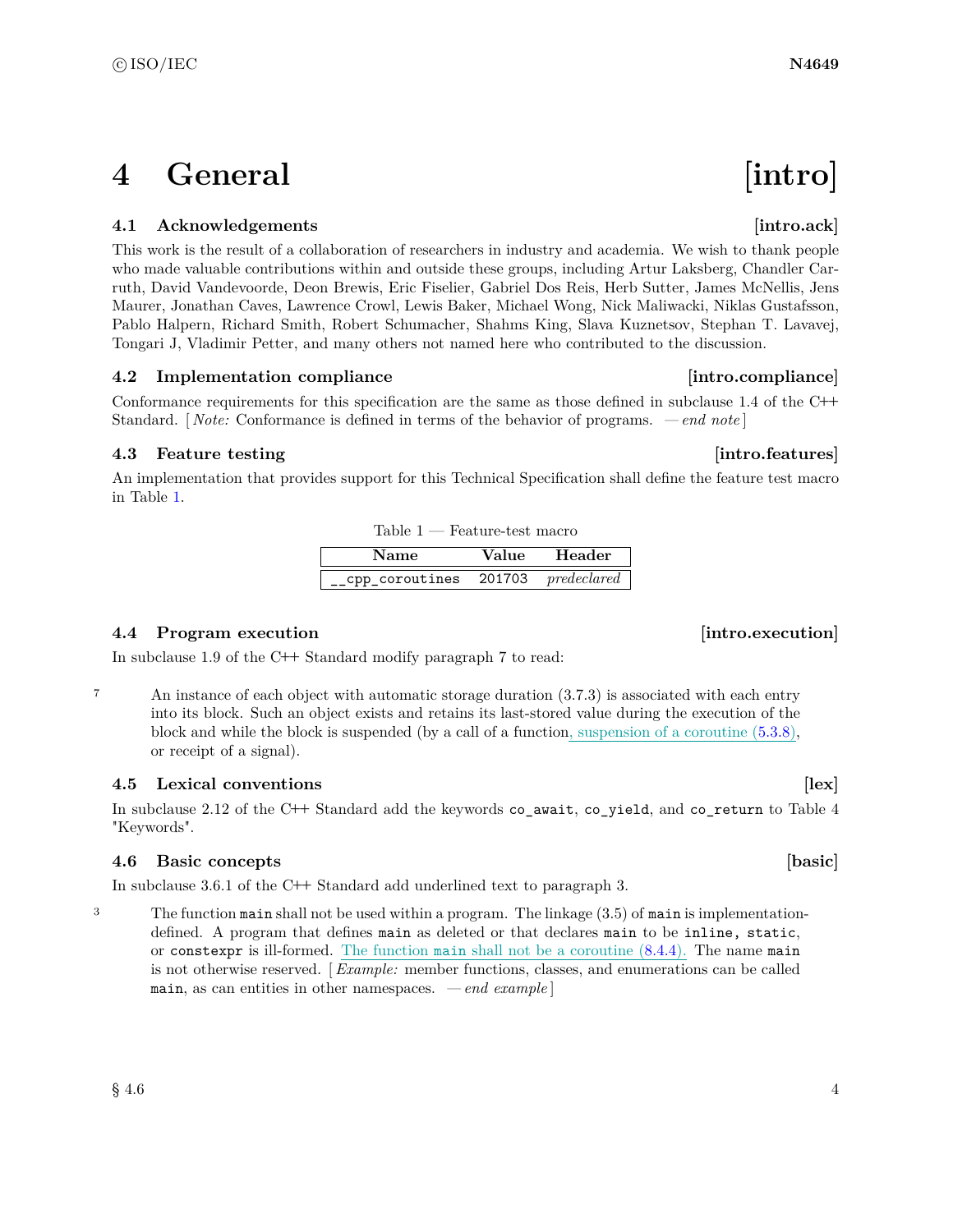# 4 General [intro]

## 4.1 Acknowledgements [intro.ack]

This work is the result of a collaboration of researchers in industry and academia. We wish to thank people who made valuable contributions within and outside these groups, including Artur Laksberg, Chandler Carruth, David Vandevoorde, Deon Brewis, Eric Fiselier, Gabriel Dos Reis, Herb Sutter, James McNellis, Jens Maurer, Jonathan Caves, Lawrence Crowl, Lewis Baker, Michael Wong, Nick Maliwacki, Niklas Gustafsson, Pablo Halpern, Richard Smith, Robert Schumacher, Shahms King, Slava Kuznetsov, Stephan T. Lavavej, Tongari J, Vladimir Petter, and many others not named here who contributed to the discussion.

## 4.2 Implementation compliance [intro.compliance]

Conformance requirements for this specification are the same as those defined in subclause 1.4 of the C++ Standard. [ *Note:* Conformance is defined in terms of the behavior of programs. — *end note* ]

## 4.3 Feature testing [intro.features]

An implementation that provides support for this Technical Specification shall define the feature test macro in Table 1.

Table 1 — Feature-test macro

| Name | Value | Header |
|---|---|---|
| `__cpp_coroutines` | `201703` | *predeclared* |

## 4.4 Program execution [intro.execution]

In subclause 1.9 of the C++ Standard modify paragraph 7 to read:

7 An instance of each object with automatic storage duration (3.7.3) is associated with each entry into its block. Such an object exists and retains its last-stored value during the execution of the block and while the block is suspended (by a call of a function, suspension of a coroutine (5.3.8), or receipt of a signal).

## 4.5 Lexical conventions [lex]

In subclause 2.12 of the C++ Standard add the keywords `co_await`, `co_yield`, and `co_return` to Table 4 "Keywords".

## 4.6 Basic concepts [basic]

In subclause 3.6.1 of the C++ Standard add underlined text to paragraph 3.

3 The function `main` shall not be used within a program. The linkage (3.5) of `main` is implementation-defined. A program that defines `main` as deleted or that declares `main` to be `inline, static`, or `constexpr` is ill-formed. The function `main` shall not be a coroutine (8.4.4). The name `main` is not otherwise reserved. [ *Example:* member functions, classes, and enumerations can be called `main`, as can entities in other namespaces. — *end example* ]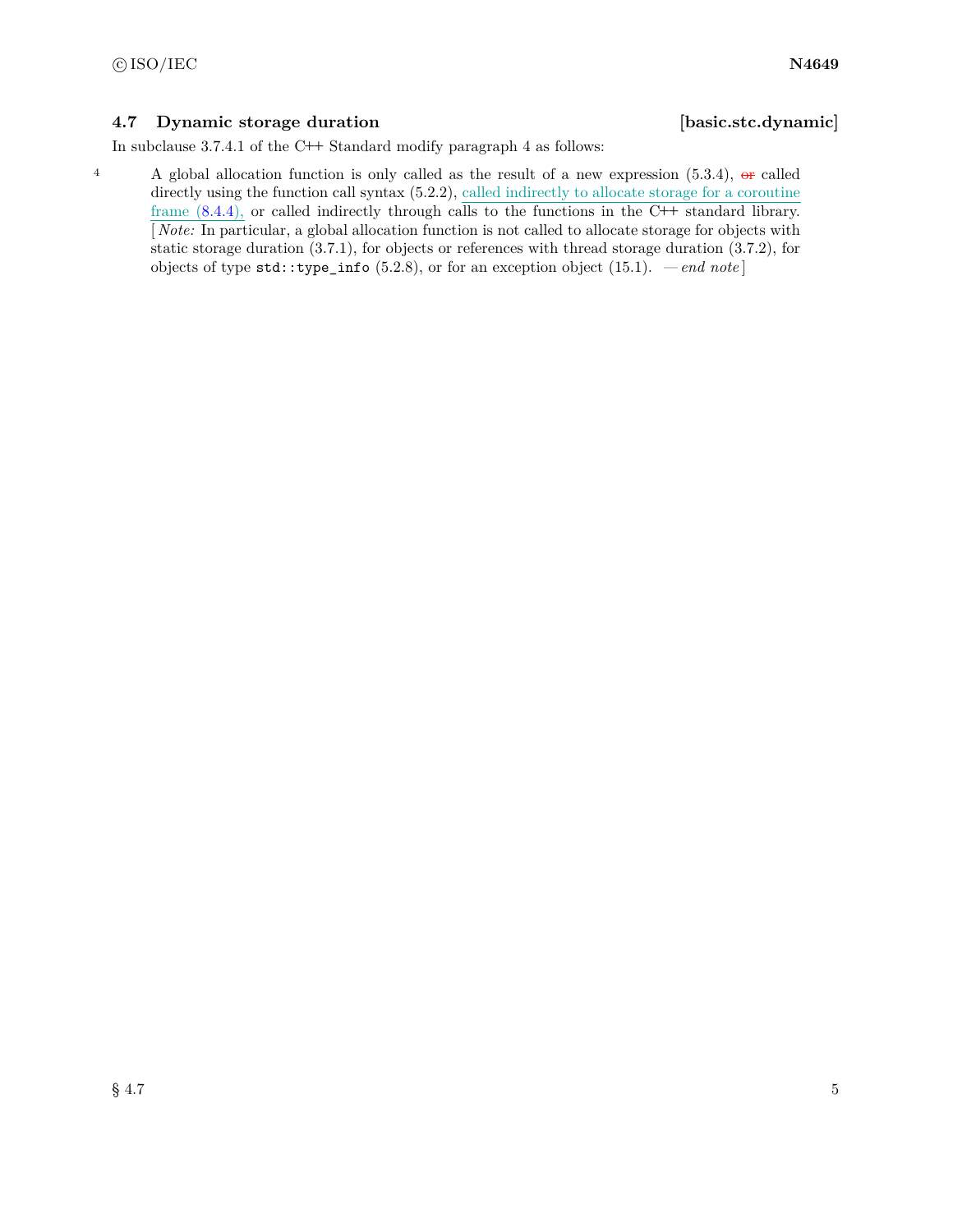### 4.7 Dynamic storage duration [basic.stc.dynamic]

In subclause 3.7.4.1 of the C++ Standard modify paragraph 4 as follows:

4 A global allocation function is only called as the result of a new expression (5.3.4), ~~or~~ called directly using the function call syntax (5.2.2), called indirectly to allocate storage for a coroutine frame (8.4.4), or called indirectly through calls to the functions in the C++ standard library. [ *Note:* In particular, a global allocation function is not called to allocate storage for objects with static storage duration (3.7.1), for objects or references with thread storage duration (3.7.2), for objects of type `std::type_info` (5.2.8), or for an exception object (15.1). — *end note* ]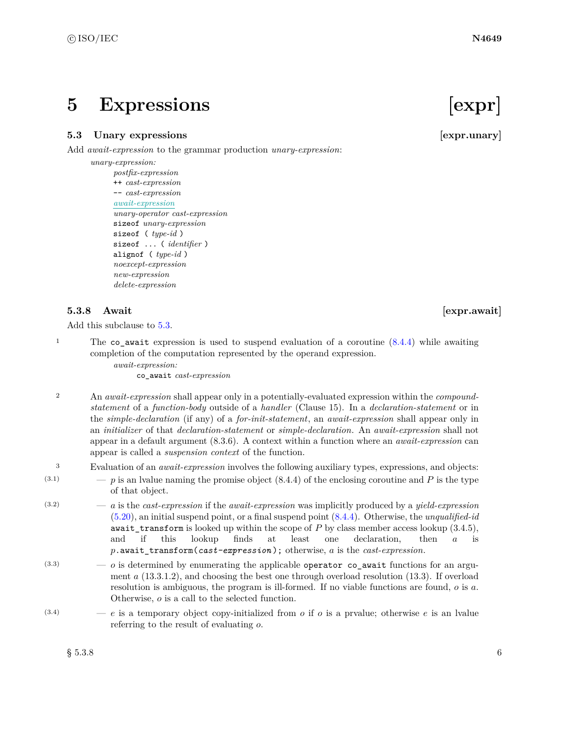# 5 Expressions [expr]

## 5.3 Unary expressions [expr.unary]

Add *await-expression* to the grammar production *unary-expression*:

> *unary-expression:*
> *postfix-expression*
> `++` *cast-expression*
> `--` *cast-expression*
> *await-expression*
> *unary-operator cast-expression*
> `sizeof` *unary-expression*
> `sizeof (` *type-id* `)`
> `sizeof ... (` *identifier* `)`
> `alignof (` *type-id* `)`
> *noexcept-expression*
> *new-expression*
> *delete-expression*

### 5.3.8 Await [expr.await]

Add this subclause to 5.3.

1 The `co_await` expression is used to suspend evaluation of a coroutine (8.4.4) while awaiting completion of the computation represented by the operand expression.

> *await-expression:*
> `co_await` *cast-expression*

2 An *await-expression* shall appear only in a potentially-evaluated expression within the *compound-statement* of a *function-body* outside of a *handler* (Clause 15). In a *declaration-statement* or in the *simple-declaration* (if any) of a *for-init-statement*, an *await-expression* shall appear only in an *initializer* of that *declaration-statement* or *simple-declaration*. An *await-expression* shall not appear in a default argument (8.3.6). A context within a function where an *await-expression* can appear is called a *suspension context* of the function.

3 Evaluation of an *await-expression* involves the following auxiliary types, expressions, and objects:

- (3.1) — *p* is an lvalue naming the promise object (8.4.4) of the enclosing coroutine and *P* is the type of that object.
- (3.2) — *a* is the *cast-expression* if the *await-expression* was implicitly produced by a *yield-expression* (5.20), an initial suspend point, or a final suspend point (8.4.4). Otherwise, the *unqualified-id* `await_transform` is looked up within the scope of *P* by class member access lookup (3.4.5), and if this lookup finds at least one declaration, then *a* is *p*`.await_transform(`*cast-expression*`);` otherwise, *a* is the *cast-expression*.
- (3.3) — *o* is determined by enumerating the applicable `operator co_await` functions for an argument *a* (13.3.1.2), and choosing the best one through overload resolution (13.3). If overload resolution is ambiguous, the program is ill-formed. If no viable functions are found, *o* is *a*. Otherwise, *o* is a call to the selected function.
- (3.4) — *e* is a temporary object copy-initialized from *o* if *o* is a prvalue; otherwise *e* is an lvalue referring to the result of evaluating *o*.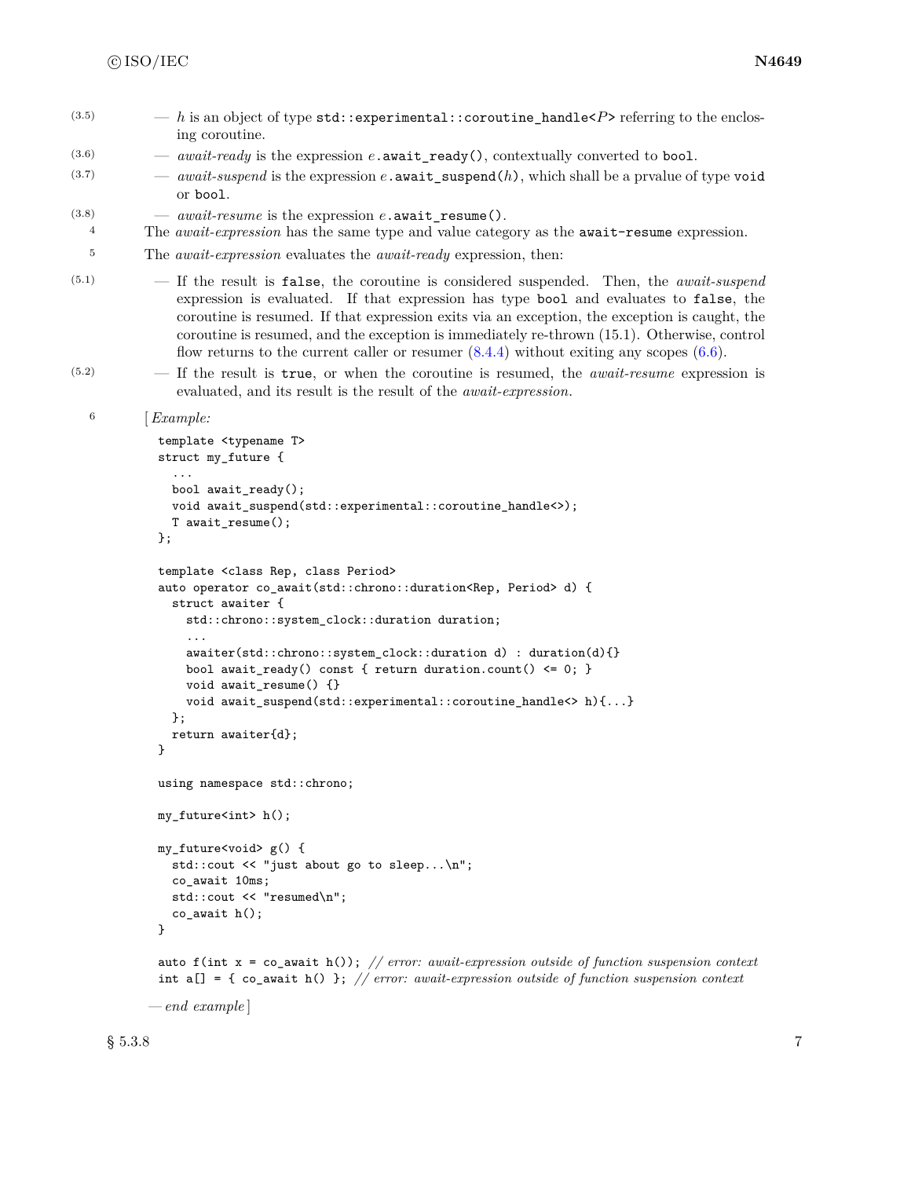(3.5) — *h* is an object of type `std::experimental::coroutine_handle<`*P*`>` referring to the enclosing coroutine.

(3.6) — *await-ready* is the expression *e*`.await_ready()`, contextually converted to `bool`.

(3.7) — *await-suspend* is the expression *e*`.await_suspend(`*h*`)`, which shall be a prvalue of type `void` or `bool`.

(3.8) — *await-resume* is the expression *e*`.await_resume()`.

4 The *await-expression* has the same type and value category as the `await-resume` expression.

5 The *await-expression* evaluates the *await-ready* expression, then:

(5.1) — If the result is `false`, the coroutine is considered suspended. Then, the *await-suspend* expression is evaluated. If that expression has type `bool` and evaluates to `false`, the coroutine is resumed. If that expression exits via an exception, the exception is caught, the coroutine is resumed, and the exception is immediately re-thrown (15.1). Otherwise, control flow returns to the current caller or resumer (8.4.4) without exiting any scopes (6.6).

(5.2) — If the result is `true`, or when the coroutine is resumed, the *await-resume* expression is evaluated, and its result is the result of the *await-expression*.

6 [*Example:*

```
template <typename T>
struct my_future {
  ...
  bool await_ready();
  void await_suspend(std::experimental::coroutine_handle<>);
  T await_resume();
};

template <class Rep, class Period>
auto operator co_await(std::chrono::duration<Rep, Period> d) {
  struct awaiter {
    std::chrono::system_clock::duration duration;
    ...
    awaiter(std::chrono::system_clock::duration d) : duration(d){}
    bool await_ready() const { return duration.count() <= 0; }
    void await_resume() {}
    void await_suspend(std::experimental::coroutine_handle<> h){...}
  };
  return awaiter{d};
}

using namespace std::chrono;

my_future<int> h();

my_future<void> g() {
  std::cout << "just about go to sleep...\n";
  co_await 10ms;
  std::cout << "resumed\n";
  co_await h();
}

auto f(int x = co_await h()); // error: await-expression outside of function suspension context
int a[] = { co_await h() }; // error: await-expression outside of function suspension context
```

— *end example*]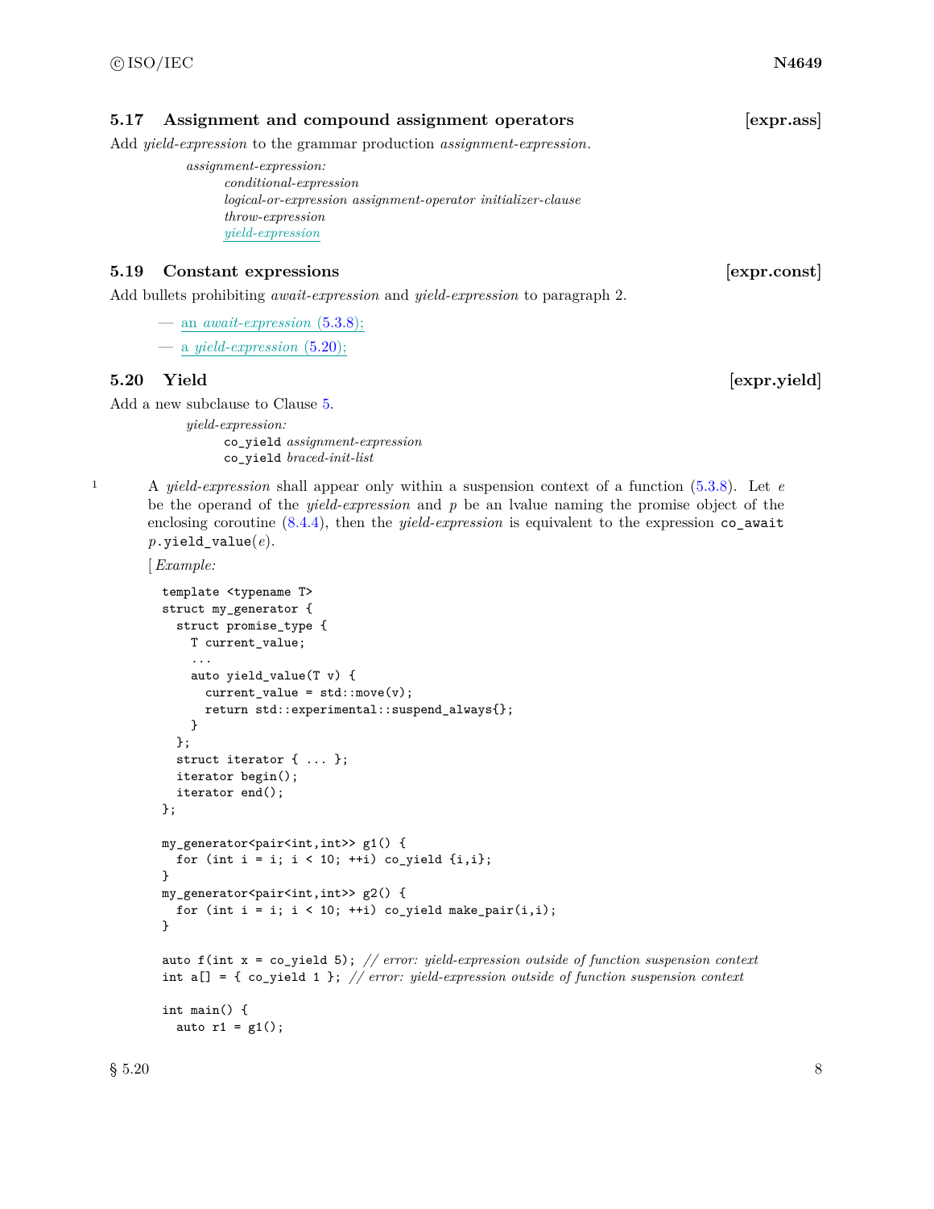### 5.17 Assignment and compound assignment operators [expr.ass]

Add *yield-expression* to the grammar production *assignment-expression*.

> *assignment-expression:*
> *conditional-expression*
> *logical-or-expression assignment-operator initializer-clause*
> *throw-expression*
> *yield-expression*

### 5.19 Constant expressions [expr.const]

Add bullets prohibiting *await-expression* and *yield-expression* to paragraph 2.

- an *await-expression* (5.3.8);
- a *yield-expression* (5.20);

### 5.20 Yield [expr.yield]

Add a new subclause to Clause 5.

> *yield-expression:*
> `co_yield` *assignment-expression*
> `co_yield` *braced-init-list*

1 A *yield-expression* shall appear only within a suspension context of a function (5.3.8). Let $e$ be the operand of the *yield-expression* and $p$ be an lvalue naming the promise object of the enclosing coroutine (8.4.4), then the *yield-expression* is equivalent to the expression `co_await` $p$`.yield_value(`$e$`)`.

[ *Example:*

```
template <typename T>
struct my_generator {
  struct promise_type {
    T current_value;
    ...
    auto yield_value(T v) {
      current_value = std::move(v);
      return std::experimental::suspend_always{};
    }
  };
  struct iterator { ... };
  iterator begin();
  iterator end();
};

my_generator<pair<int,int>> g1() {
  for (int i = i; i < 10; ++i) co_yield {i,i};
}
my_generator<pair<int,int>> g2() {
  for (int i = i; i < 10; ++i) co_yield make_pair(i,i);
}

auto f(int x = co_yield 5); // error: yield-expression outside of function suspension context
int a[] = { co_yield 1 }; // error: yield-expression outside of function suspension context

int main() {
  auto r1 = g1();
```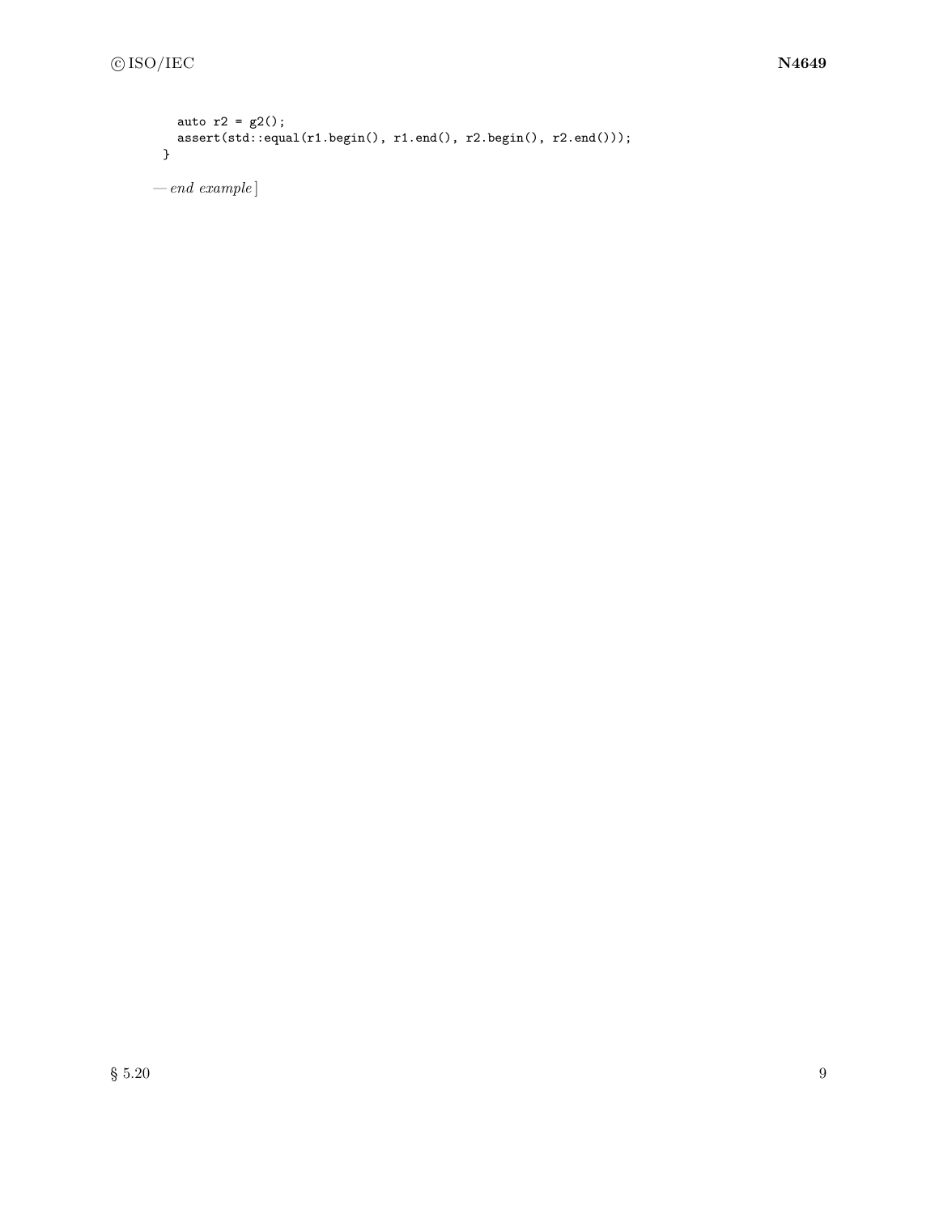```
  auto r2 = g2();
  assert(std::equal(r1.begin(), r1.end(), r2.begin(), r2.end()));
}
```

— *end example*]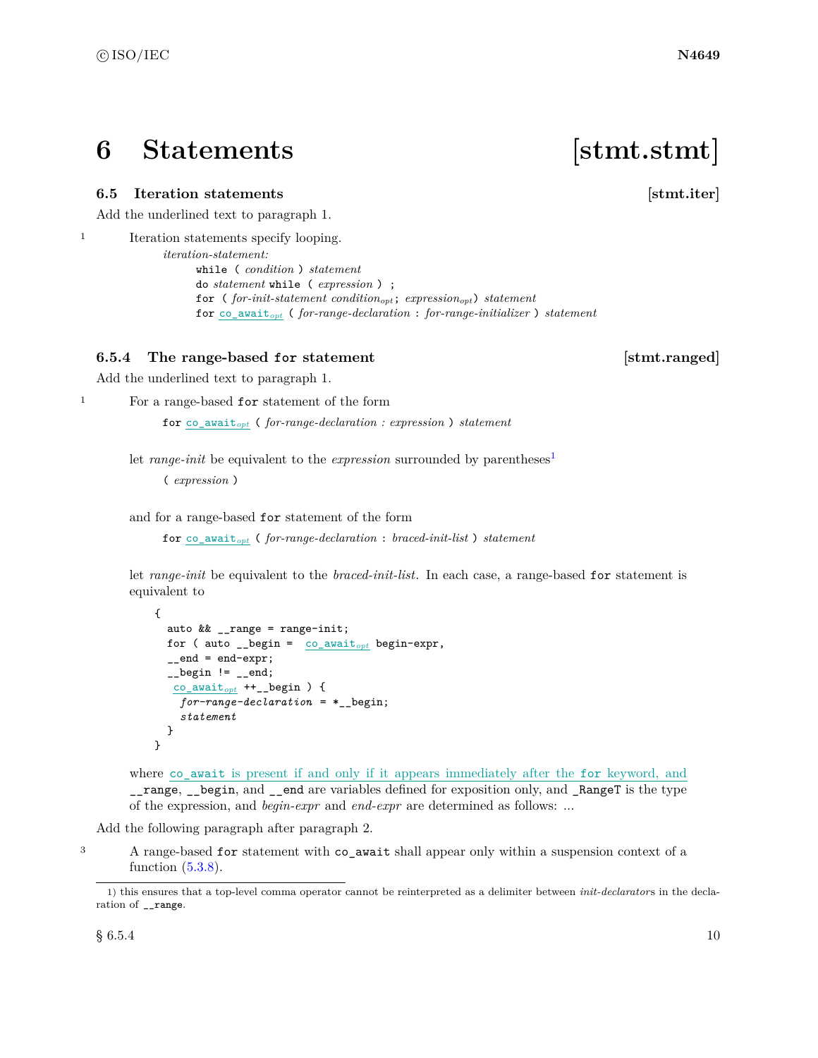# 6 Statements [stmt.stmt]

## 6.5 Iteration statements [stmt.iter]

Add the underlined text to paragraph 1.

[1] Iteration statements specify looping.

*iteration-statement:*
```
while ( condition ) statement
do statement while ( expression ) ;
for ( for-init-statement condition_opt; expression_opt) statement
for co_await_opt ( for-range-declaration : for-range-initializer ) statement
```

### 6.5.4 The range-based `for` statement [stmt.ranged]

Add the underlined text to paragraph 1.

[1] For a range-based `for` statement of the form

```
for co_await_opt ( for-range-declaration : expression ) statement
```

let *range-init* be equivalent to the *expression* surrounded by parentheses[1]

```
( expression )
```

and for a range-based `for` statement of the form

```
for co_await_opt ( for-range-declaration : braced-init-list ) statement
```

let *range-init* be equivalent to the *braced-init-list*. In each case, a range-based `for` statement is equivalent to

```
{
  auto && __range = range-init;
  for ( auto __begin =  co_await_opt begin-expr,
  __end = end-expr;
  __begin != __end;
   co_await_opt ++__begin ) {
    for-range-declaration = *__begin;
    statement
  }
}
```

where <u>`co_await` is present if and only if it appears immediately after the `for` keyword, and</u> `__range`, `__begin`, and `__end` are variables defined for exposition only, and `_RangeT` is the type of the expression, and *begin-expr* and *end-expr* are determined as follows: ...

Add the following paragraph after paragraph 2.

[3] A range-based `for` statement with `co_await` shall appear only within a suspension context of a function (5.3.8).

---

1) this ensures that a top-level comma operator cannot be reinterpreted as a delimiter between *init-declarators* in the declaration of `__range`.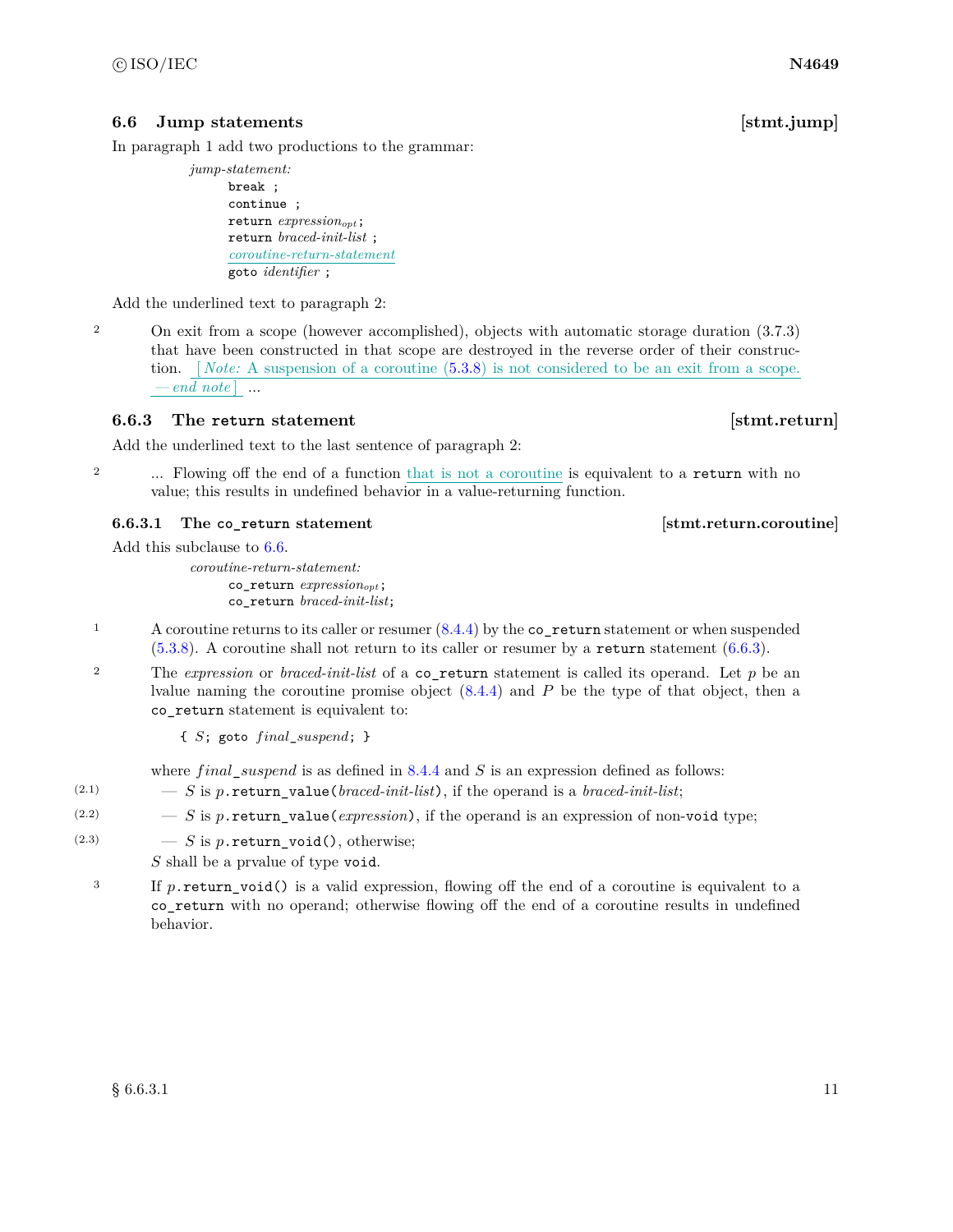## 6.6 Jump statements [stmt.jump]

In paragraph 1 add two productions to the grammar:

> *jump-statement:*
> `break ;`
> `continue ;`
> `return` *expression<sub>opt</sub>*`;`
> `return` *braced-init-list* `;`
> *coroutine-return-statement*
> `goto` *identifier* `;`

Add the underlined text to paragraph 2:

2 On exit from a scope (however accomplished), objects with automatic storage duration (3.7.3) that have been constructed in that scope are destroyed in the reverse order of their construction. [ *Note:* A suspension of a coroutine (5.3.8) is not considered to be an exit from a scope. — *end note* ] ...

### 6.6.3 The `return` statement [stmt.return]

Add the underlined text to the last sentence of paragraph 2:

2 ... Flowing off the end of a function that is not a coroutine is equivalent to a `return` with no value; this results in undefined behavior in a value-returning function.

#### 6.6.3.1 The `co_return` statement [stmt.return.coroutine]

Add this subclause to 6.6.

> *coroutine-return-statement:*
> `co_return` *expression<sub>opt</sub>*`;`
> `co_return` *braced-init-list*`;`

1 A coroutine returns to its caller or resumer (8.4.4) by the `co_return` statement or when suspended (5.3.8). A coroutine shall not return to its caller or resumer by a `return` statement (6.6.3).

2 The *expression* or *braced-init-list* of a `co_return` statement is called its operand. Let *p* be an lvalue naming the coroutine promise object (8.4.4) and *P* be the type of that object, then a `co_return` statement is equivalent to:

```
{ S; goto final_suspend; }
```

where *final_suspend* is as defined in 8.4.4 and *S* is an expression defined as follows:

(2.1) — *S* is *p*`.return_value(`*braced-init-list*`)`, if the operand is a *braced-init-list*;

(2.2) — *S* is *p*`.return_value(`*expression*`)`, if the operand is an expression of non-`void` type;

(2.3) — *S* is *p*`.return_void()`, otherwise;

*S* shall be a prvalue of type `void`.

3 If *p*`.return_void()` is a valid expression, flowing off the end of a coroutine is equivalent to a `co_return` with no operand; otherwise flowing off the end of a coroutine results in undefined behavior.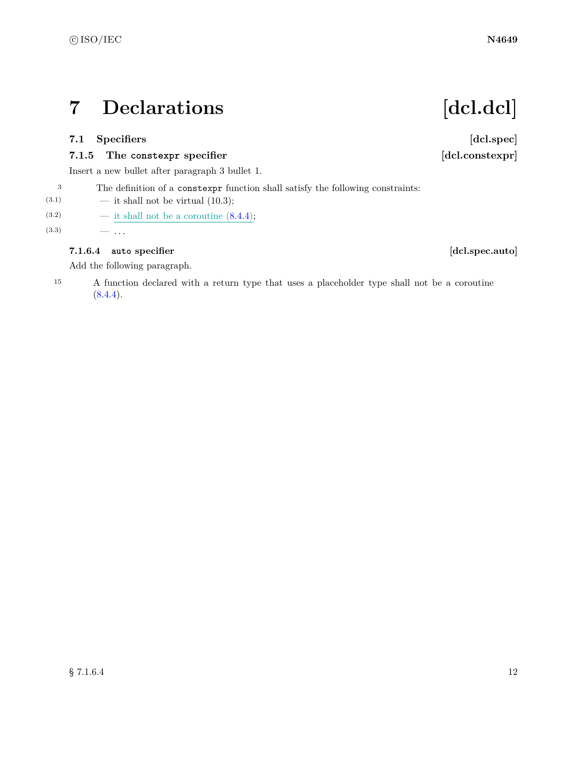# 7 Declarations [dcl.dcl]

## 7.1 Specifiers [dcl.spec]

### 7.1.5 The `constexpr` specifier [dcl.constexpr]

Insert a new bullet after paragraph 3 bullet 1.

3 The definition of a `constexpr` function shall satisfy the following constraints:

- (3.1) — it shall not be virtual (10.3);
- (3.2) — it shall not be a coroutine (8.4.4);
- (3.3) — . . .

### 7.1.6.4 `auto` specifier [dcl.spec.auto]

Add the following paragraph.

15 A function declared with a return type that uses a placeholder type shall not be a coroutine (8.4.4).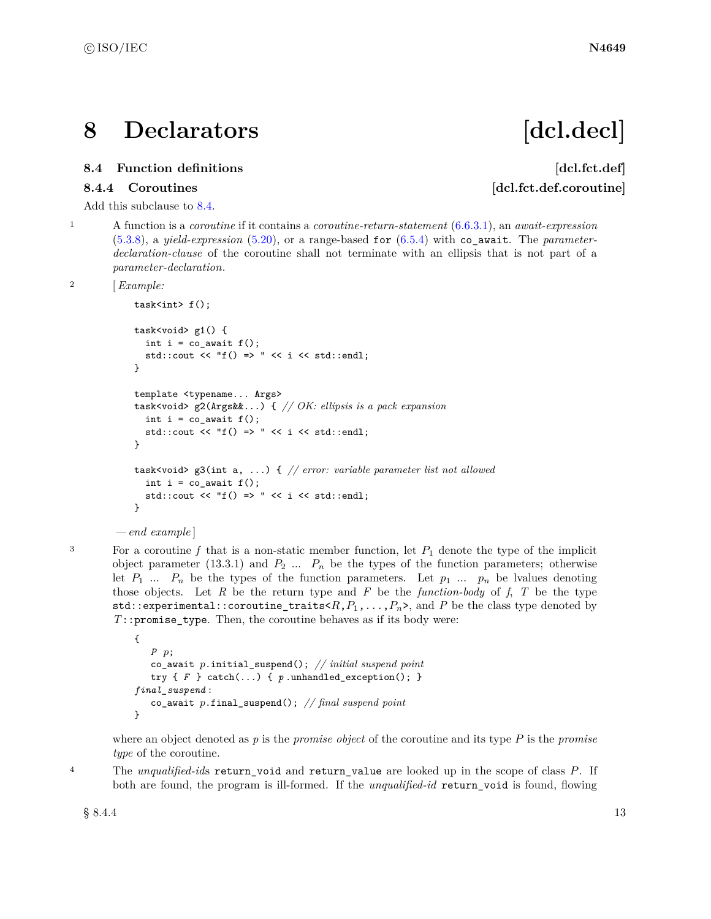# 8 Declarators [dcl.decl]

## 8.4 Function definitions [dcl.fct.def]

### 8.4.4 Coroutines [dcl.fct.def.coroutine]

Add this subclause to 8.4.

1 A function is a *coroutine* if it contains a *coroutine-return-statement* (6.6.3.1), an *await-expression* (5.3.8), a *yield-expression* (5.20), or a range-based `for` (6.5.4) with `co_await`. The *parameter-declaration-clause* of the coroutine shall not terminate with an ellipsis that is not part of a *parameter-declaration*.

2 [ *Example:*

```
task<int> f();

task<void> g1() {
  int i = co_await f();
  std::cout << "f() => " << i << std::endl;
}

template <typename... Args>
task<void> g2(Args&&...) { // OK: ellipsis is a pack expansion
  int i = co_await f();
  std::cout << "f() => " << i << std::endl;
}

task<void> g3(int a, ...) { // error: variable parameter list not allowed
  int i = co_await f();
  std::cout << "f() => " << i << std::endl;
}
```

— *end example* ]

3 For a coroutine *f* that is a non-static member function, let $P_1$ denote the type of the implicit object parameter (13.3.1) and $P_2$ ... $P_n$ be the types of the function parameters; otherwise let $P_1$ ... $P_n$ be the types of the function parameters. Let $p_1$ ... $p_n$ be lvalues denoting those objects. Let $R$ be the return type and $F$ be the *function-body* of *f*, $T$ be the type `std::experimental::coroutine_traits<`$R$`,`$P_1$`,...,`$P_n$`>`, and $P$ be the class type denoted by $T$`::promise_type`. Then, the coroutine behaves as if its body were:

```
{
   P p;
   co_await p.initial_suspend(); // initial suspend point
   try { F } catch(...) { p.unhandled_exception(); }
final_suspend:
   co_await p.final_suspend(); // final suspend point
}
```

where an object denoted as *p* is the *promise object* of the coroutine and its type $P$ is the *promise type* of the coroutine.

4 The *unqualified-id*s `return_void` and `return_value` are looked up in the scope of class $P$. If both are found, the program is ill-formed. If the *unqualified-id* `return_void` is found, flowing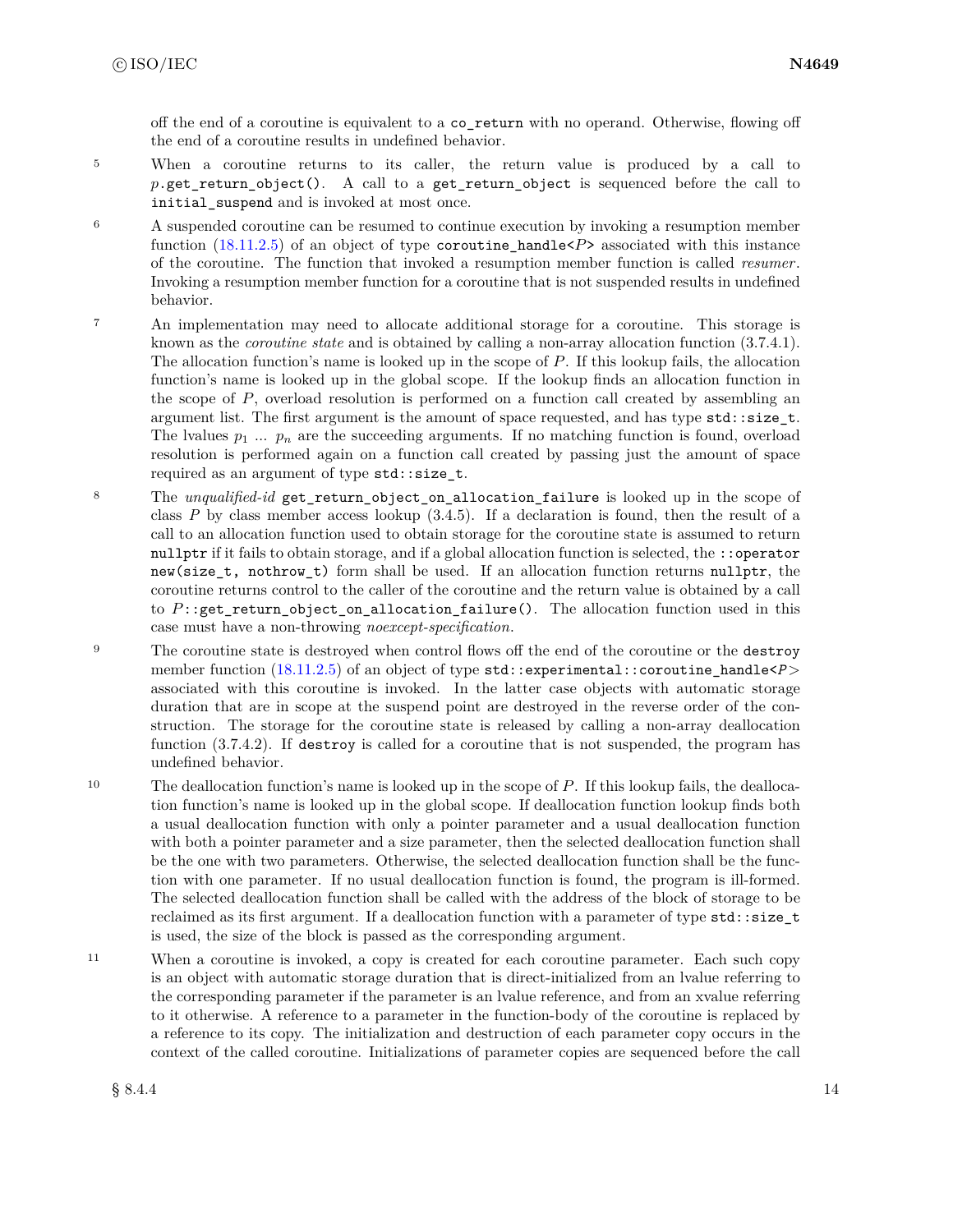off the end of a coroutine is equivalent to a `co_return` with no operand. Otherwise, flowing off the end of a coroutine results in undefined behavior.

5 When a coroutine returns to its caller, the return value is produced by a call to *p*`.get_return_object()`. A call to a `get_return_object` is sequenced before the call to `initial_suspend` and is invoked at most once.

6 A suspended coroutine can be resumed to continue execution by invoking a resumption member function (18.11.2.5) of an object of type `coroutine_handle<`*P*`>` associated with this instance of the coroutine. The function that invoked a resumption member function is called *resumer*. Invoking a resumption member function for a coroutine that is not suspended results in undefined behavior.

7 An implementation may need to allocate additional storage for a coroutine. This storage is known as the *coroutine state* and is obtained by calling a non-array allocation function (3.7.4.1). The allocation function's name is looked up in the scope of *P*. If this lookup fails, the allocation function's name is looked up in the global scope. If the lookup finds an allocation function in the scope of *P*, overload resolution is performed on a function call created by assembling an argument list. The first argument is the amount of space requested, and has type `std::size_t`. The lvalues $p_1$ ... $p_n$ are the succeeding arguments. If no matching function is found, overload resolution is performed again on a function call created by passing just the amount of space required as an argument of type `std::size_t`.

8 The *unqualified-id* `get_return_object_on_allocation_failure` is looked up in the scope of class *P* by class member access lookup (3.4.5). If a declaration is found, then the result of a call to an allocation function used to obtain storage for the coroutine state is assumed to return `nullptr` if it fails to obtain storage, and if a global allocation function is selected, the `::operator new(size_t, nothrow_t)` form shall be used. If an allocation function returns `nullptr`, the coroutine returns control to the caller of the coroutine and the return value is obtained by a call to *P*`::get_return_object_on_allocation_failure()`. The allocation function used in this case must have a non-throwing *noexcept-specification*.

9 The coroutine state is destroyed when control flows off the end of the coroutine or the `destroy` member function (18.11.2.5) of an object of type `std::experimental::coroutine_handle<`*P*`>` associated with this coroutine is invoked. In the latter case objects with automatic storage duration that are in scope at the suspend point are destroyed in the reverse order of the construction. The storage for the coroutine state is released by calling a non-array deallocation function (3.7.4.2). If `destroy` is called for a coroutine that is not suspended, the program has undefined behavior.

10 The deallocation function's name is looked up in the scope of *P*. If this lookup fails, the deallocation function's name is looked up in the global scope. If deallocation function lookup finds both a usual deallocation function with only a pointer parameter and a usual deallocation function with both a pointer parameter and a size parameter, then the selected deallocation function shall be the one with two parameters. Otherwise, the selected deallocation function shall be the function with one parameter. If no usual deallocation function is found, the program is ill-formed. The selected deallocation function shall be called with the address of the block of storage to be reclaimed as its first argument. If a deallocation function with a parameter of type `std::size_t` is used, the size of the block is passed as the corresponding argument.

11 When a coroutine is invoked, a copy is created for each coroutine parameter. Each such copy is an object with automatic storage duration that is direct-initialized from an lvalue referring to the corresponding parameter if the parameter is an lvalue reference, and from an xvalue referring to it otherwise. A reference to a parameter in the function-body of the coroutine is replaced by a reference to its copy. The initialization and destruction of each parameter copy occurs in the context of the called coroutine. Initializations of parameter copies are sequenced before the call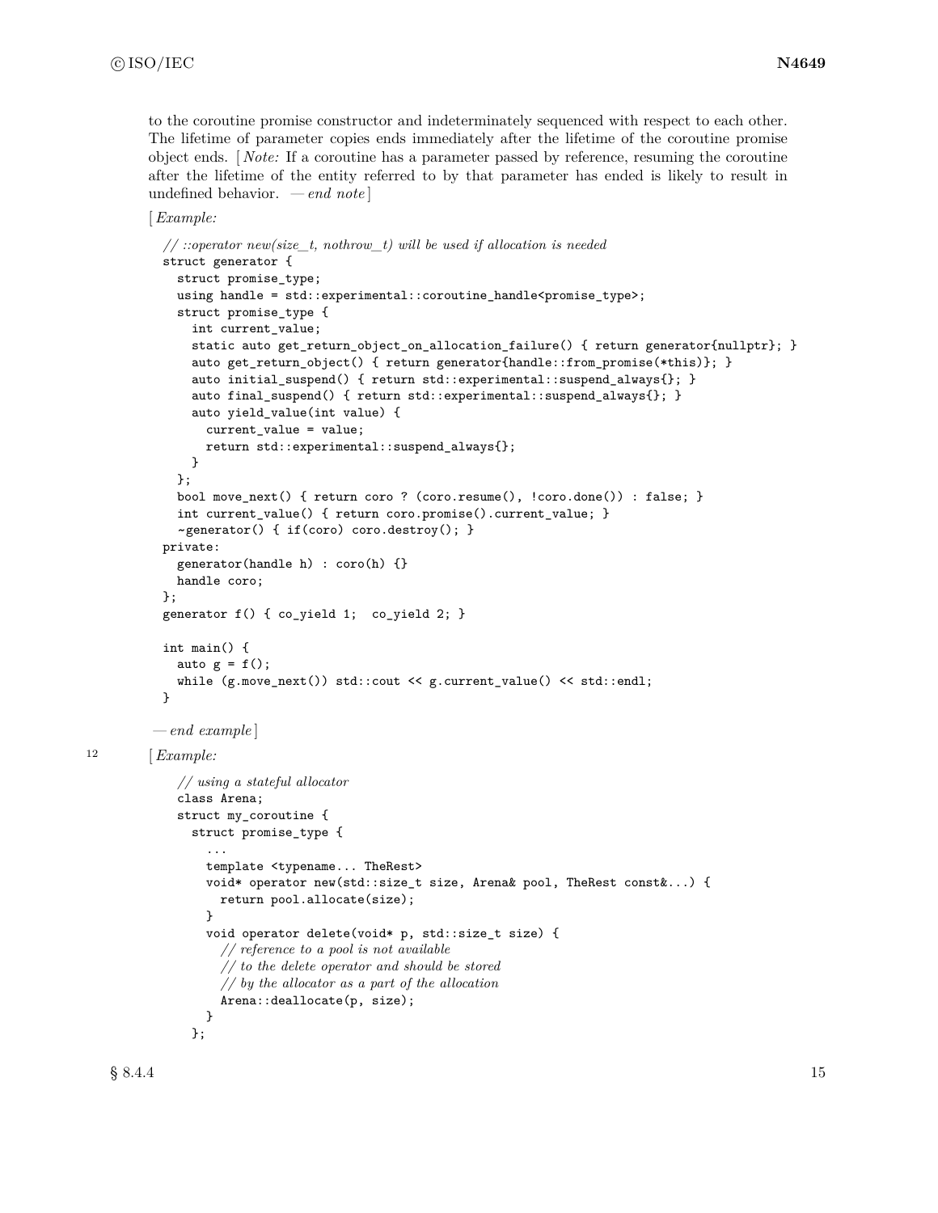to the coroutine promise constructor and indeterminately sequenced with respect to each other. The lifetime of parameter copies ends immediately after the lifetime of the coroutine promise object ends. [ *Note:* If a coroutine has a parameter passed by reference, resuming the coroutine after the lifetime of the entity referred to by that parameter has ended is likely to result in undefined behavior. — *end note* ]

[ *Example:*

```
// ::operator new(size_t, nothrow_t) will be used if allocation is needed
struct generator {
  struct promise_type;
  using handle = std::experimental::coroutine_handle<promise_type>;
  struct promise_type {
    int current_value;
    static auto get_return_object_on_allocation_failure() { return generator{nullptr}; }
    auto get_return_object() { return generator{handle::from_promise(*this)}; }
    auto initial_suspend() { return std::experimental::suspend_always{}; }
    auto final_suspend() { return std::experimental::suspend_always{}; }
    auto yield_value(int value) {
      current_value = value;
      return std::experimental::suspend_always{};
    }
  };
  bool move_next() { return coro ? (coro.resume(), !coro.done()) : false; }
  int current_value() { return coro.promise().current_value; }
  ~generator() { if(coro) coro.destroy(); }
private:
  generator(handle h) : coro(h) {}
  handle coro;
};
generator f() { co_yield 1;  co_yield 2; }

int main() {
  auto g = f();
  while (g.move_next()) std::cout << g.current_value() << std::endl;
}
```

— *end example* ]

12 [ *Example:*

```
// using a stateful allocator
class Arena;
struct my_coroutine {
  struct promise_type {
    ...
    template <typename... TheRest>
    void* operator new(std::size_t size, Arena& pool, TheRest const&...) {
      return pool.allocate(size);
    }
    void operator delete(void* p, std::size_t size) {
      // reference to a pool is not available
      // to the delete operator and should be stored
      // by the allocator as a part of the allocation
      Arena::deallocate(p, size);
    }
  };
```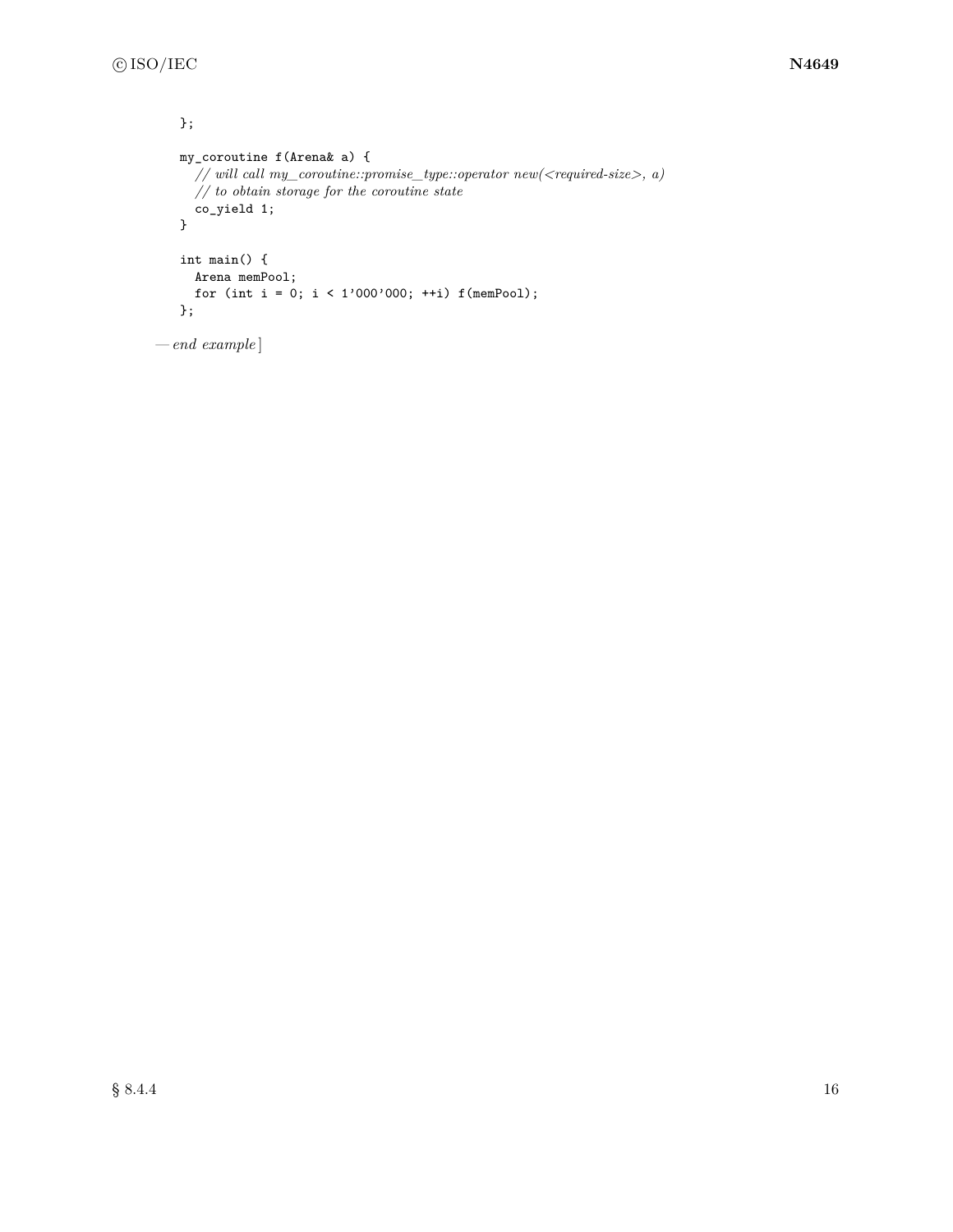```
};

my_coroutine f(Arena& a) {
  // will call my_coroutine::promise_type::operator new(<required-size>, a)
  // to obtain storage for the coroutine state
  co_yield 1;
}

int main() {
  Arena memPool;
  for (int i = 0; i < 1'000'000; ++i) f(memPool);
};
```

— *end example*]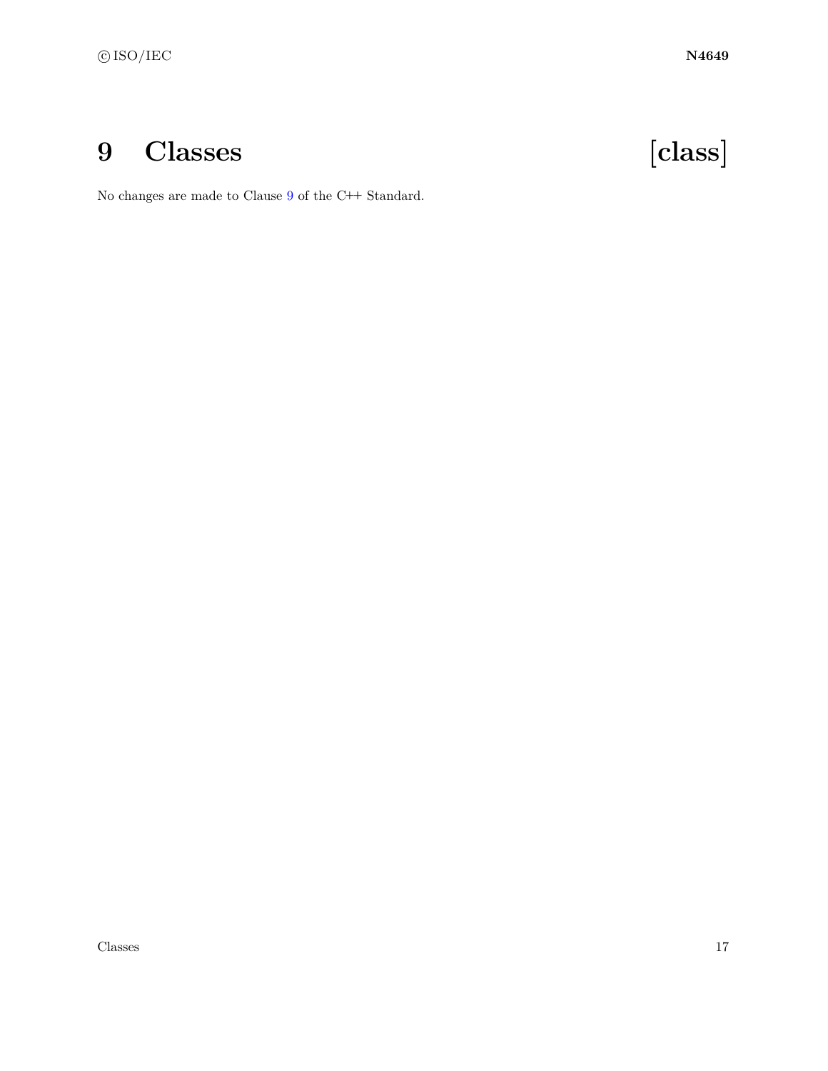# 9 Classes [class]

No changes are made to Clause 9 of the C++ Standard.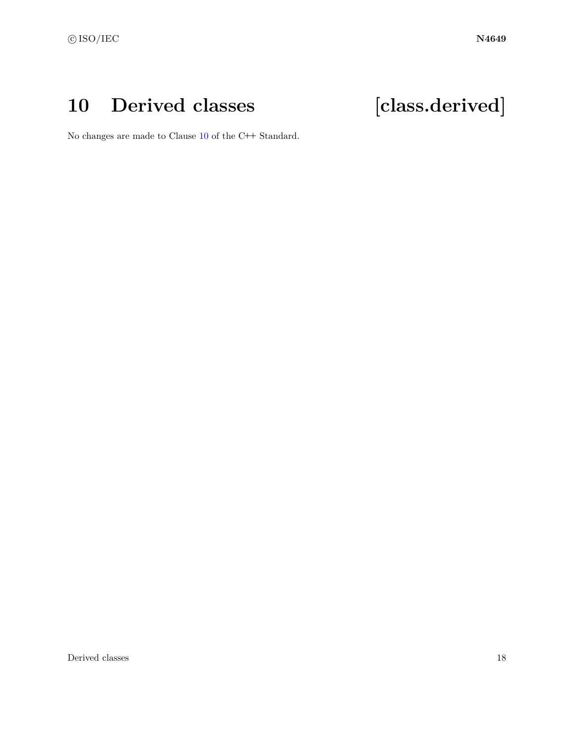# 10 Derived classes [class.derived]

No changes are made to Clause 10 of the C++ Standard.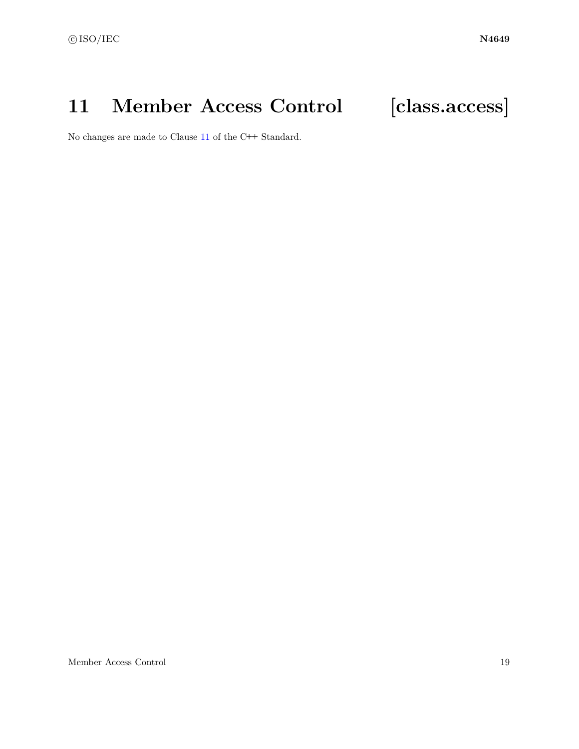# 11 Member Access Control [class.access]

No changes are made to Clause 11 of the C++ Standard.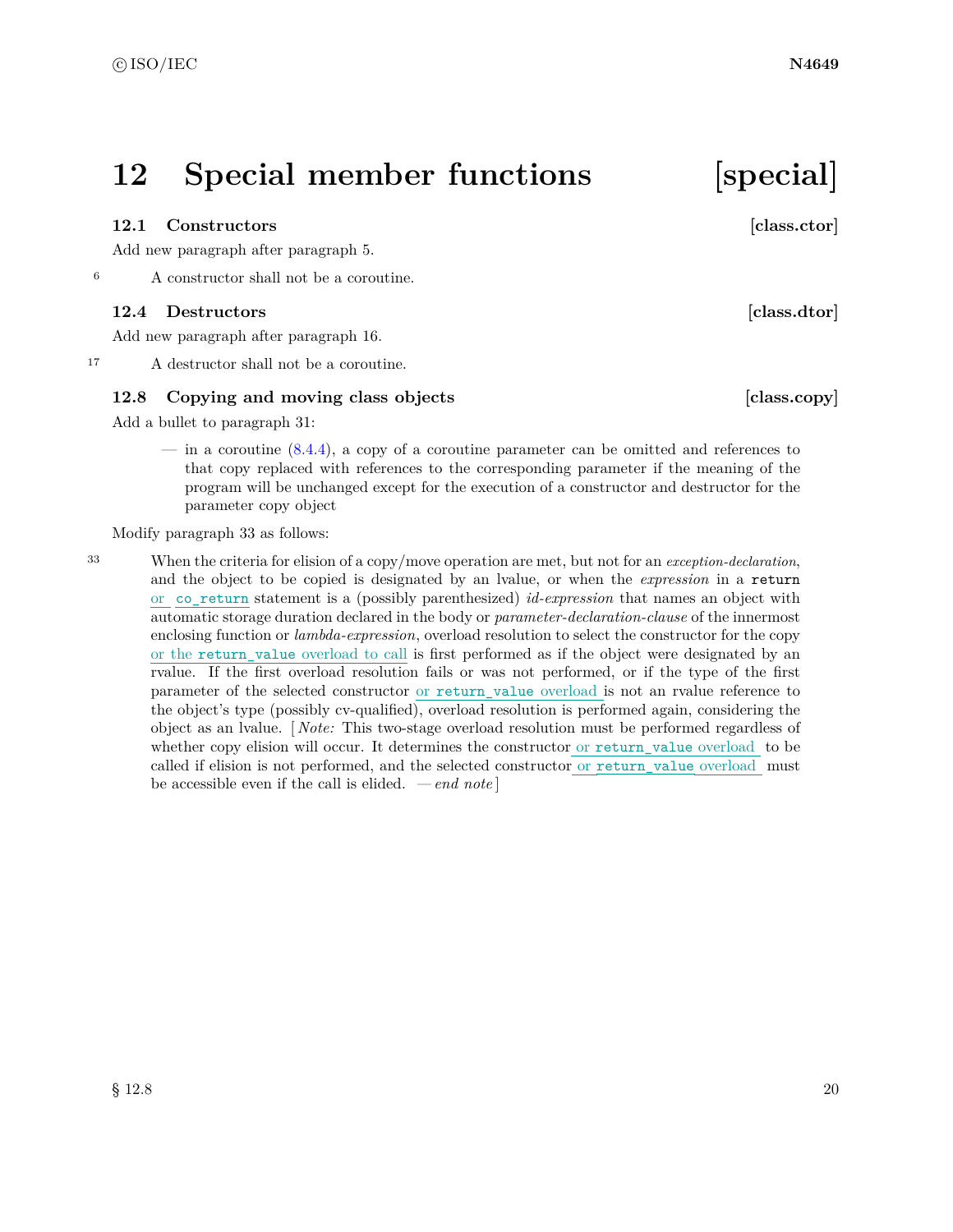# 12 Special member functions [special]

### 12.1 Constructors [class.ctor]

Add new paragraph after paragraph 5.

6 A constructor shall not be a coroutine.

### 12.4 Destructors [class.dtor]

Add new paragraph after paragraph 16.

17 A destructor shall not be a coroutine.

### 12.8 Copying and moving class objects [class.copy]

Add a bullet to paragraph 31:

> — in a coroutine (8.4.4), a copy of a coroutine parameter can be omitted and references to that copy replaced with references to the corresponding parameter if the meaning of the program will be unchanged except for the execution of a constructor and destructor for the parameter copy object

Modify paragraph 33 as follows:

33 When the criteria for elision of a copy/move operation are met, but not for an *exception-declaration*, and the object to be copied is designated by an lvalue, or when the *expression* in a `return` or `co_return` statement is a (possibly parenthesized) *id-expression* that names an object with automatic storage duration declared in the body or *parameter-declaration-clause* of the innermost enclosing function or *lambda-expression*, overload resolution to select the constructor for the copy or the `return_value` overload to call is first performed as if the object were designated by an rvalue. If the first overload resolution fails or was not performed, or if the type of the first parameter of the selected constructor or `return_value` overload is not an rvalue reference to the object's type (possibly cv-qualified), overload resolution is performed again, considering the object as an lvalue. [ *Note:* This two-stage overload resolution must be performed regardless of whether copy elision will occur. It determines the constructor or `return_value` overload to be called if elision is not performed, and the selected constructor or `return_value` overload must be accessible even if the call is elided. — *end note* ]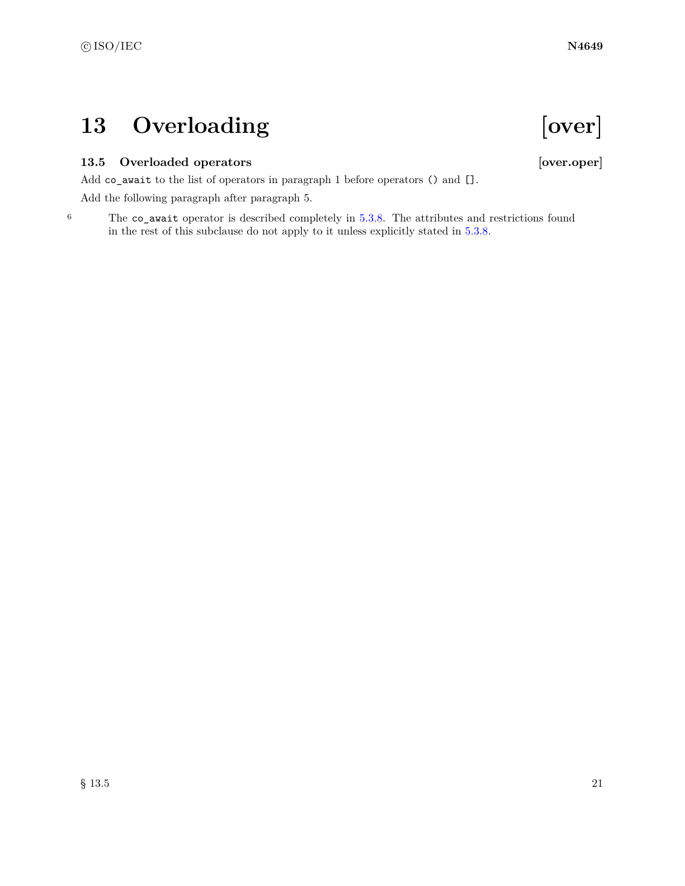# 13 Overloading [over]

## 13.5 Overloaded operators [over.oper]

Add `co_await` to the list of operators in paragraph 1 before operators `()` and `[]`.

Add the following paragraph after paragraph 5.

6 The `co_await` operator is described completely in 5.3.8. The attributes and restrictions found in the rest of this subclause do not apply to it unless explicitly stated in 5.3.8.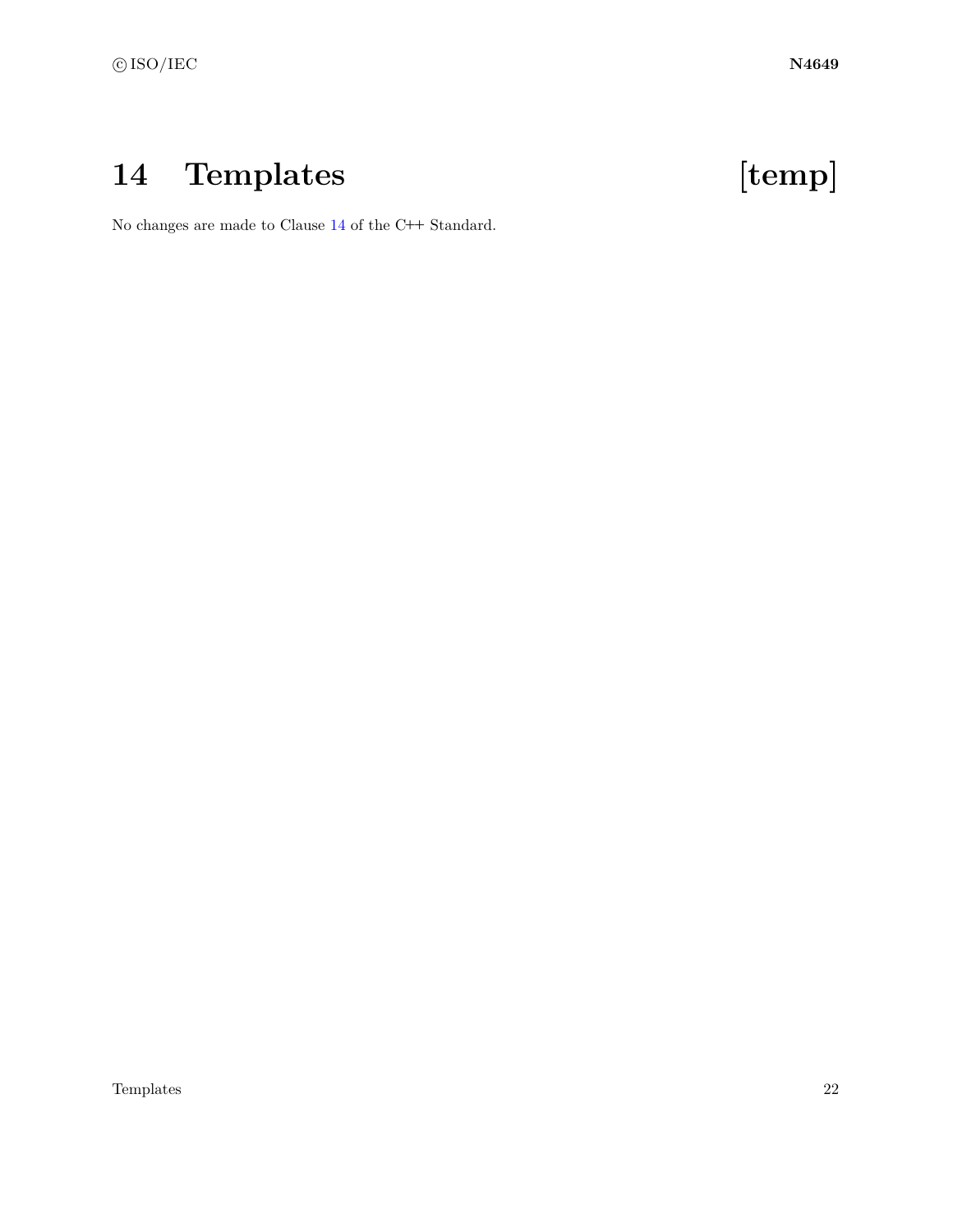# 14 Templates [temp]

No changes are made to Clause 14 of the C++ Standard.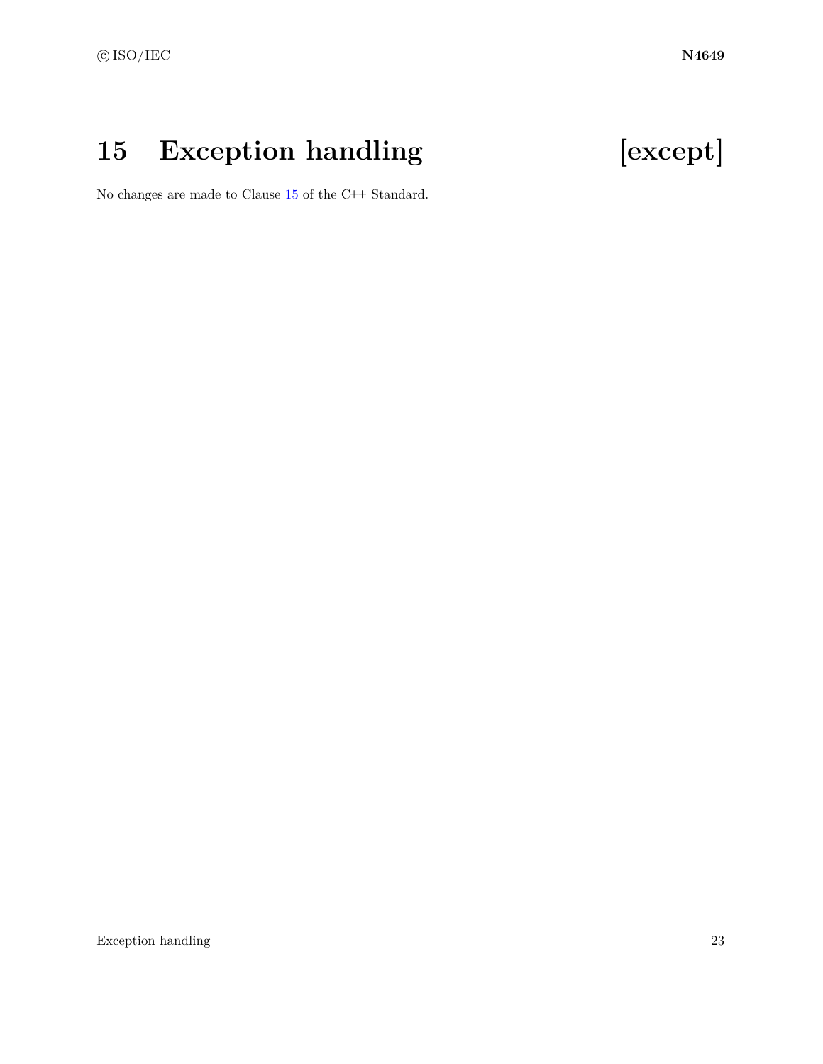# 15 Exception handling [except]

No changes are made to Clause 15 of the C++ Standard.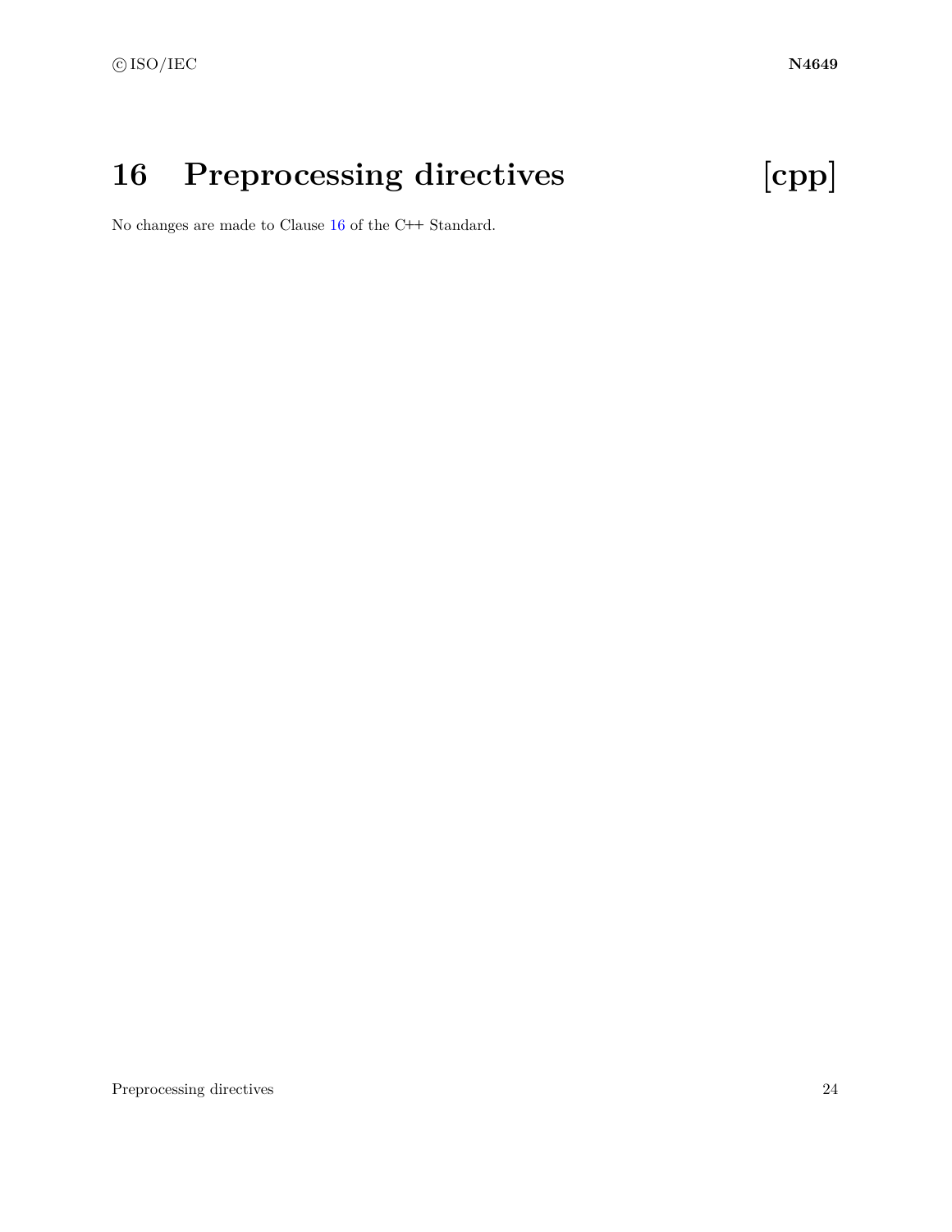# 16 Preprocessing directives [cpp]

No changes are made to Clause 16 of the C++ Standard.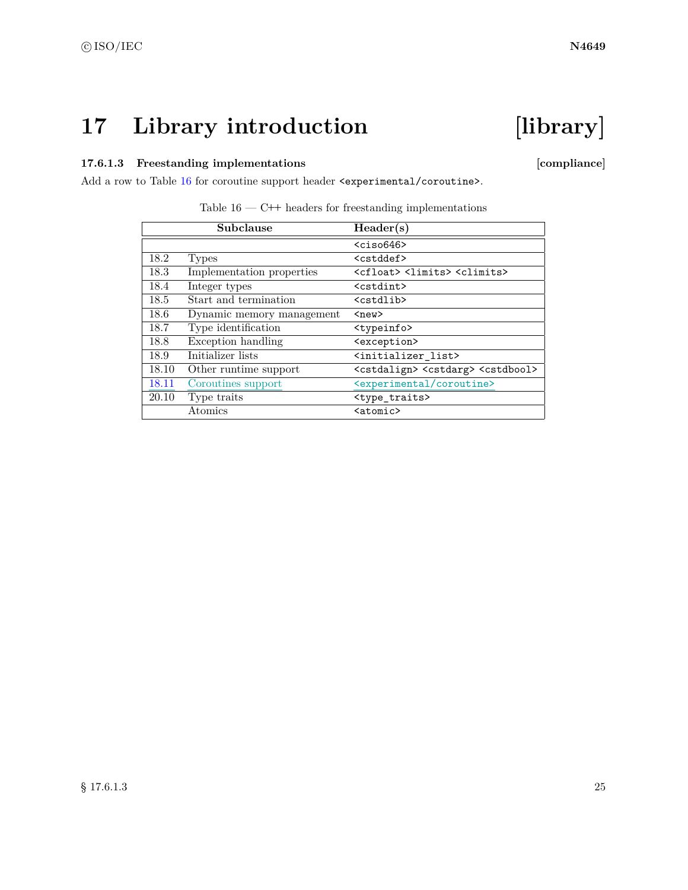# 17 Library introduction [library]

### 17.6.1.3 Freestanding implementations [compliance]

Add a row to Table 16 for coroutine support header `<experimental/coroutine>`.

Table 16 — C++ headers for freestanding implementations

| Subclause | | Header(s) |
|---|---|---|
| | | `<ciso646>` |
| 18.2 | Types | `<cstddef>` |
| 18.3 | Implementation properties | `<cfloat>` `<limits>` `<climits>` |
| 18.4 | Integer types | `<cstdint>` |
| 18.5 | Start and termination | `<cstdlib>` |
| 18.6 | Dynamic memory management | `<new>` |
| 18.7 | Type identification | `<typeinfo>` |
| 18.8 | Exception handling | `<exception>` |
| 18.9 | Initializer lists | `<initializer_list>` |
| 18.10 | Other runtime support | `<cstdalign>` `<cstdarg>` `<cstdbool>` |
| 18.11 | Coroutines support | `<experimental/coroutine>` |
| 20.10 | Type traits | `<type_traits>` |
| | Atomics | `<atomic>` |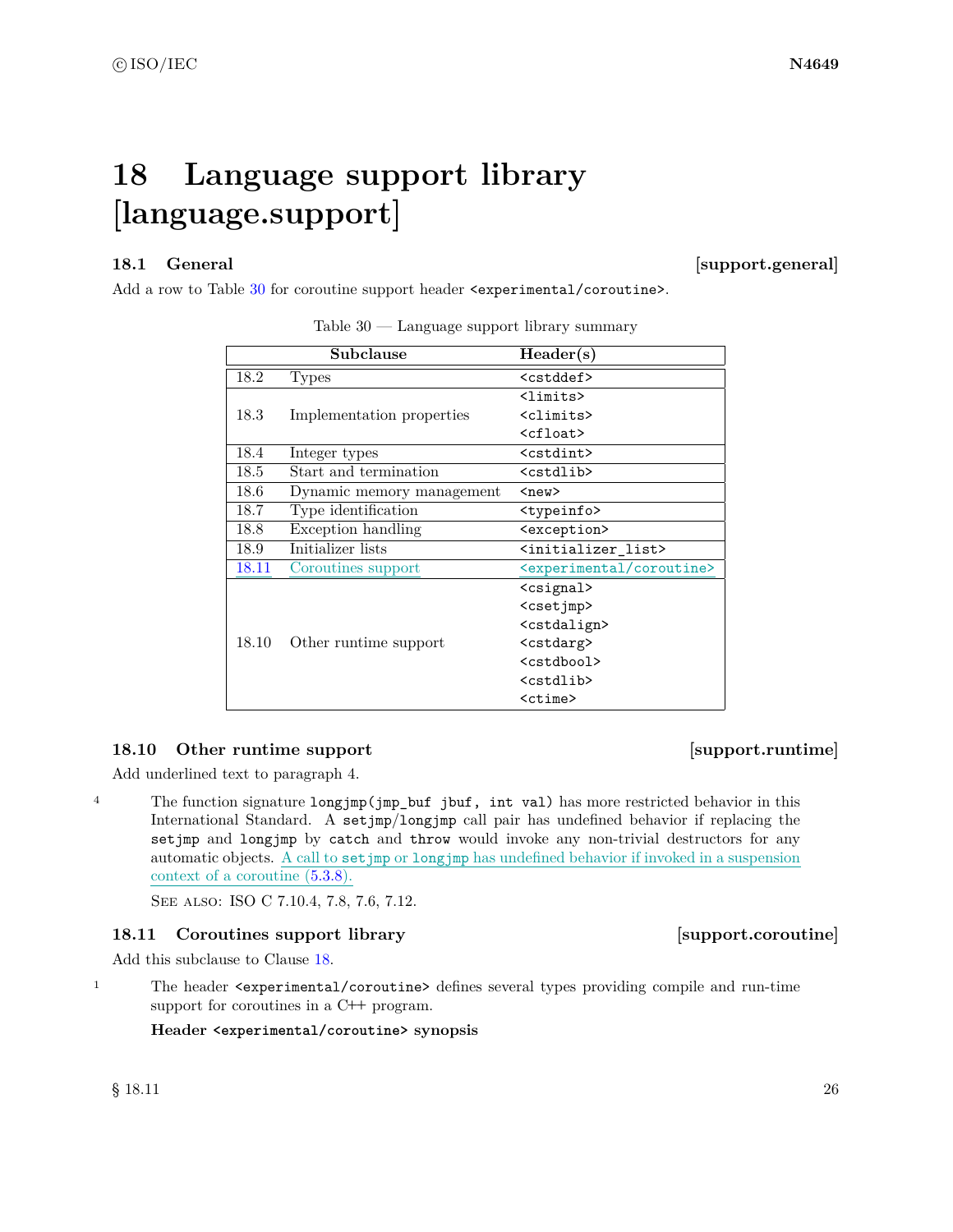# 18 Language support library [language.support]

## 18.1 General [support.general]

Add a row to Table 30 for coroutine support header `<experimental/coroutine>`.

Table 30 — Language support library summary

| | Subclause | Header(s) |
|---|---|---|
| 18.2 | Types | `<cstddef>` |
| 18.3 | Implementation properties | `<limits>` `<climits>` `<cfloat>` |
| 18.4 | Integer types | `<cstdint>` |
| 18.5 | Start and termination | `<cstdlib>` |
| 18.6 | Dynamic memory management | `<new>` |
| 18.7 | Type identification | `<typeinfo>` |
| 18.8 | Exception handling | `<exception>` |
| 18.9 | Initializer lists | `<initializer_list>` |
| 18.11 | Coroutines support | `<experimental/coroutine>` |
| 18.10 | Other runtime support | `<csignal>` `<csetjmp>` `<cstdalign>` `<cstdarg>` `<cstdbool>` `<cstdlib>` `<ctime>` |

## 18.10 Other runtime support [support.runtime]

Add underlined text to paragraph 4.

4 The function signature `longjmp(jmp_buf jbuf, int val)` has more restricted behavior in this International Standard. A `setjmp`/`longjmp` call pair has undefined behavior if replacing the `setjmp` and `longjmp` by `catch` and `throw` would invoke any non-trivial destructors for any automatic objects. A call to `setjmp` or `longjmp` has undefined behavior if invoked in a suspension context of a coroutine (5.3.8).

SEE ALSO: ISO C 7.10.4, 7.8, 7.6, 7.12.

## 18.11 Coroutines support library [support.coroutine]

Add this subclause to Clause 18.

1 The header `<experimental/coroutine>` defines several types providing compile and run-time support for coroutines in a C++ program.

**Header `<experimental/coroutine>` synopsis**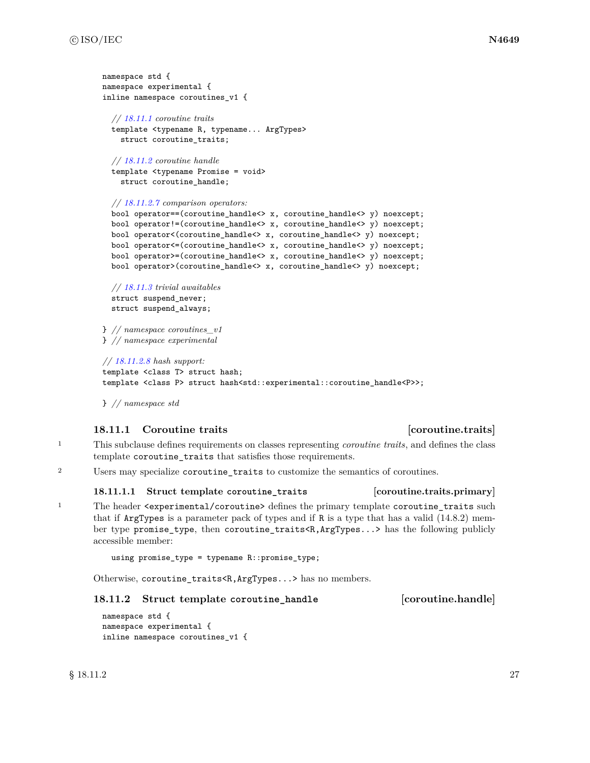```
namespace std {
namespace experimental {
inline namespace coroutines_v1 {

  // 18.11.1 coroutine traits
  template <typename R, typename... ArgTypes>
    struct coroutine_traits;

  // 18.11.2 coroutine handle
  template <typename Promise = void>
    struct coroutine_handle;

  // 18.11.2.7 comparison operators:
  bool operator==(coroutine_handle<> x, coroutine_handle<> y) noexcept;
  bool operator!=(coroutine_handle<> x, coroutine_handle<> y) noexcept;
  bool operator<(coroutine_handle<> x, coroutine_handle<> y) noexcept;
  bool operator<=(coroutine_handle<> x, coroutine_handle<> y) noexcept;
  bool operator>=(coroutine_handle<> x, coroutine_handle<> y) noexcept;
  bool operator>(coroutine_handle<> x, coroutine_handle<> y) noexcept;

  // 18.11.3 trivial awaitables
  struct suspend_never;
  struct suspend_always;

} // namespace coroutines_v1
} // namespace experimental

// 18.11.2.8 hash support:
template <class T> struct hash;
template <class P> struct hash<std::experimental::coroutine_handle<P>>;

} // namespace std
```

### 18.11.1 Coroutine traits [coroutine.traits]

1 This subclause defines requirements on classes representing *coroutine traits*, and defines the class template `coroutine_traits` that satisfies those requirements.

2 Users may specialize `coroutine_traits` to customize the semantics of coroutines.

#### 18.11.1.1 Struct template `coroutine_traits` [coroutine.traits.primary]

1 The header `<experimental/coroutine>` defines the primary template `coroutine_traits` such that if `ArgTypes` is a parameter pack of types and if `R` is a type that has a valid (14.8.2) member type `promise_type`, then `coroutine_traits<R,ArgTypes...>` has the following publicly accessible member:

```
using promise_type = typename R::promise_type;
```

Otherwise, `coroutine_traits<R,ArgTypes...>` has no members.

### 18.11.2 Struct template `coroutine_handle` [coroutine.handle]

```
namespace std {
namespace experimental {
inline namespace coroutines_v1 {
```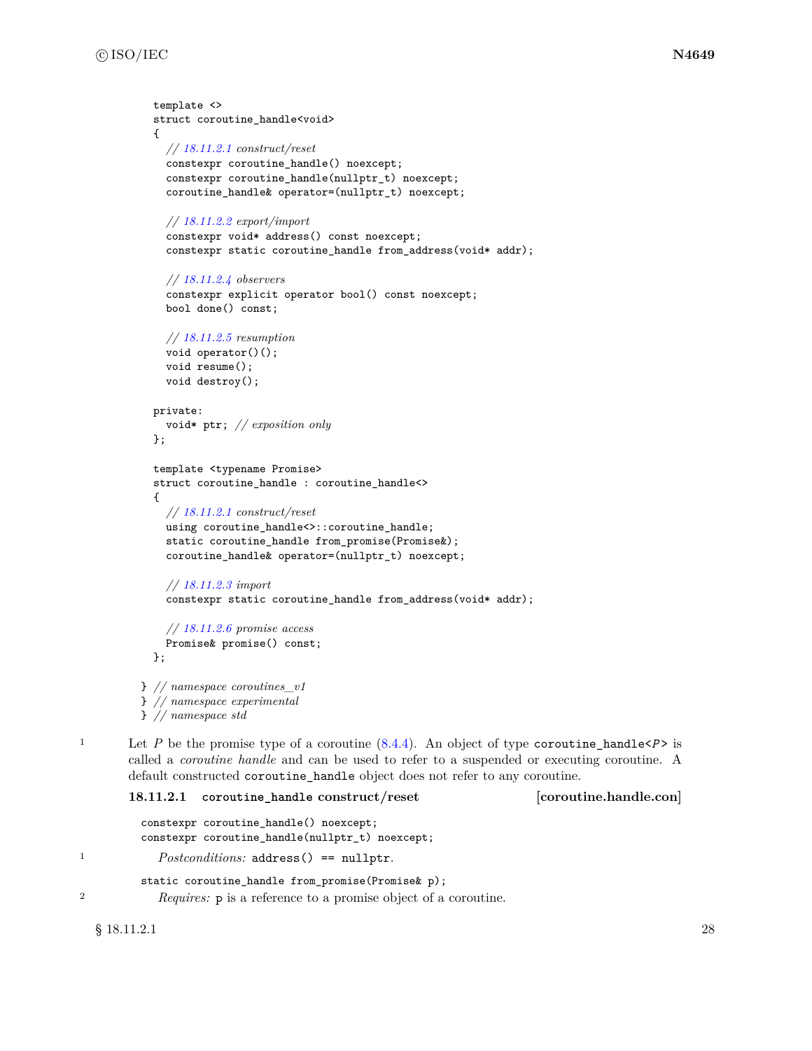```
template <>
struct coroutine_handle<void>
{
  // 18.11.2.1 construct/reset
  constexpr coroutine_handle() noexcept;
  constexpr coroutine_handle(nullptr_t) noexcept;
  coroutine_handle& operator=(nullptr_t) noexcept;

  // 18.11.2.2 export/import
  constexpr void* address() const noexcept;
  constexpr static coroutine_handle from_address(void* addr);

  // 18.11.2.4 observers
  constexpr explicit operator bool() const noexcept;
  bool done() const;

  // 18.11.2.5 resumption
  void operator()();
  void resume();
  void destroy();

private:
  void* ptr; // exposition only
};

template <typename Promise>
struct coroutine_handle : coroutine_handle<>
{
  // 18.11.2.1 construct/reset
  using coroutine_handle<>::coroutine_handle;
  static coroutine_handle from_promise(Promise&);
  coroutine_handle& operator=(nullptr_t) noexcept;

  // 18.11.2.3 import
  constexpr static coroutine_handle from_address(void* addr);

  // 18.11.2.6 promise access
  Promise& promise() const;
};

} // namespace coroutines_v1
} // namespace experimental
} // namespace std
```

1 Let *P* be the promise type of a coroutine (8.4.4). An object of type `coroutine_handle<P>` is called a *coroutine handle* and can be used to refer to a suspended or executing coroutine. A default constructed `coroutine_handle` object does not refer to any coroutine.

#### 18.11.2.1 `coroutine_handle` construct/reset [coroutine.handle.con]

```
constexpr coroutine_handle() noexcept;
constexpr coroutine_handle(nullptr_t) noexcept;
```

1 *Postconditions:* `address() == nullptr`.

```
static coroutine_handle from_promise(Promise& p);
```

2 *Requires:* `p` is a reference to a promise object of a coroutine.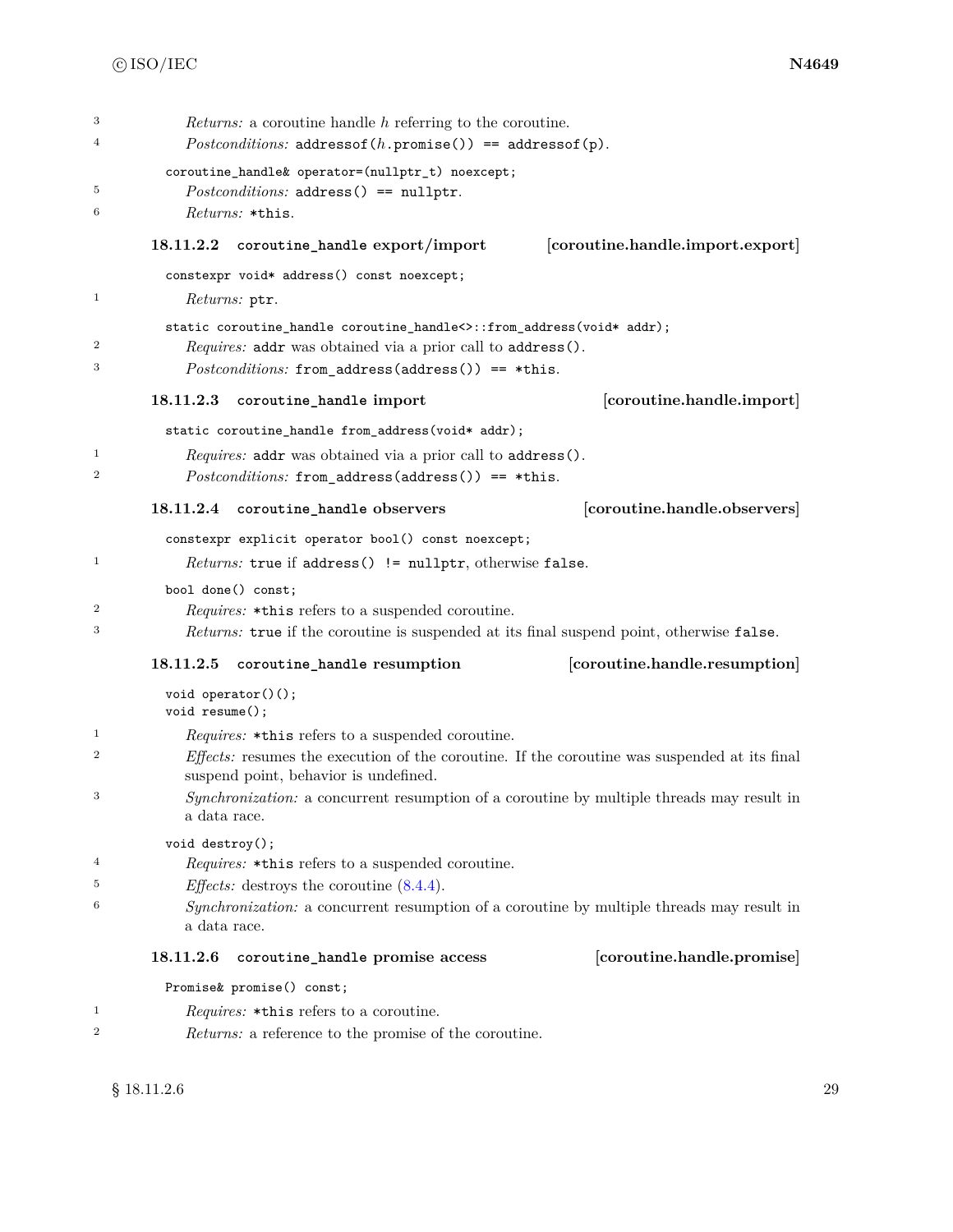3 *Returns:* a coroutine handle *h* referring to the coroutine.

4 *Postconditions:* `addressof(`*h*`.promise()) == addressof(p)`.

```
coroutine_handle& operator=(nullptr_t) noexcept;
```

5 *Postconditions:* `address() == nullptr`.

6 *Returns:* `*this`.

### 18.11.2.2 `coroutine_handle` export/import [coroutine.handle.import.export]

```
constexpr void* address() const noexcept;
```

1 *Returns:* `ptr`.

```
static coroutine_handle coroutine_handle<>::from_address(void* addr);
```

2 *Requires:* `addr` was obtained via a prior call to `address()`.

3 *Postconditions:* `from_address(address()) == *this`.

### 18.11.2.3 `coroutine_handle` import [coroutine.handle.import]

```
static coroutine_handle from_address(void* addr);
```

1 *Requires:* `addr` was obtained via a prior call to `address()`.

2 *Postconditions:* `from_address(address()) == *this`.

### 18.11.2.4 `coroutine_handle` observers [coroutine.handle.observers]

```
constexpr explicit operator bool() const noexcept;
```

1 *Returns:* `true` if `address() != nullptr`, otherwise `false`.

```
bool done() const;
```

2 *Requires:* `*this` refers to a suspended coroutine.

3 *Returns:* `true` if the coroutine is suspended at its final suspend point, otherwise `false`.

### 18.11.2.5 `coroutine_handle` resumption [coroutine.handle.resumption]

```
void operator()();
void resume();
```

1 *Requires:* `*this` refers to a suspended coroutine.

2 *Effects:* resumes the execution of the coroutine. If the coroutine was suspended at its final suspend point, behavior is undefined.

3 *Synchronization:* a concurrent resumption of a coroutine by multiple threads may result in a data race.

```
void destroy();
```

4 *Requires:* `*this` refers to a suspended coroutine.

5 *Effects:* destroys the coroutine (8.4.4).

6 *Synchronization:* a concurrent resumption of a coroutine by multiple threads may result in a data race.

### 18.11.2.6 `coroutine_handle` promise access [coroutine.handle.promise]

```
Promise& promise() const;
```

1 *Requires:* `*this` refers to a coroutine.

2 *Returns:* a reference to the promise of the coroutine.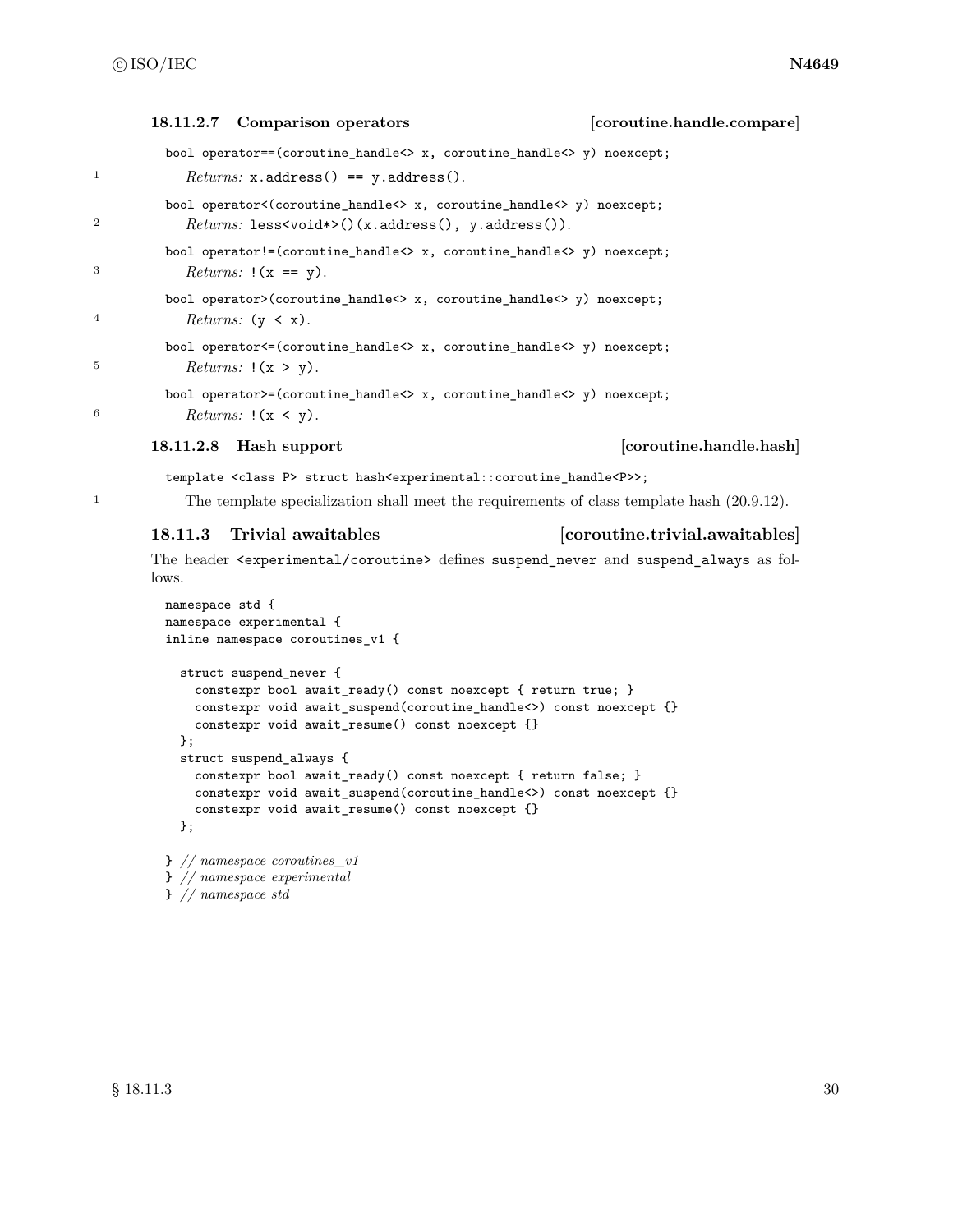### 18.11.2.7 Comparison operators [coroutine.handle.compare]

```
bool operator==(coroutine_handle<> x, coroutine_handle<> y) noexcept;
```

1 *Returns:* `x.address() == y.address()`.

```
bool operator<(coroutine_handle<> x, coroutine_handle<> y) noexcept;
```

2 *Returns:* `less<void*>()(x.address(), y.address())`.

```
bool operator!=(coroutine_handle<> x, coroutine_handle<> y) noexcept;
```

3 *Returns:* `!(x == y)`.

```
bool operator>(coroutine_handle<> x, coroutine_handle<> y) noexcept;
```

4 *Returns:* `(y < x)`.

```
bool operator<=(coroutine_handle<> x, coroutine_handle<> y) noexcept;
```

5 *Returns:* `!(x > y)`.

```
bool operator>=(coroutine_handle<> x, coroutine_handle<> y) noexcept;
```

6 *Returns:* `!(x < y)`.

### 18.11.2.8 Hash support [coroutine.handle.hash]

```
template <class P> struct hash<experimental::coroutine_handle<P>>;
```

1 The template specialization shall meet the requirements of class template hash (20.9.12).

### 18.11.3 Trivial awaitables [coroutine.trivial.awaitables]

The header `<experimental/coroutine>` defines `suspend_never` and `suspend_always` as follows.

```
namespace std {
namespace experimental {
inline namespace coroutines_v1 {

  struct suspend_never {
    constexpr bool await_ready() const noexcept { return true; }
    constexpr void await_suspend(coroutine_handle<>) const noexcept {}
    constexpr void await_resume() const noexcept {}
  };
  struct suspend_always {
    constexpr bool await_ready() const noexcept { return false; }
    constexpr void await_suspend(coroutine_handle<>) const noexcept {}
    constexpr void await_resume() const noexcept {}
  };

} // namespace coroutines_v1
} // namespace experimental
} // namespace std
```